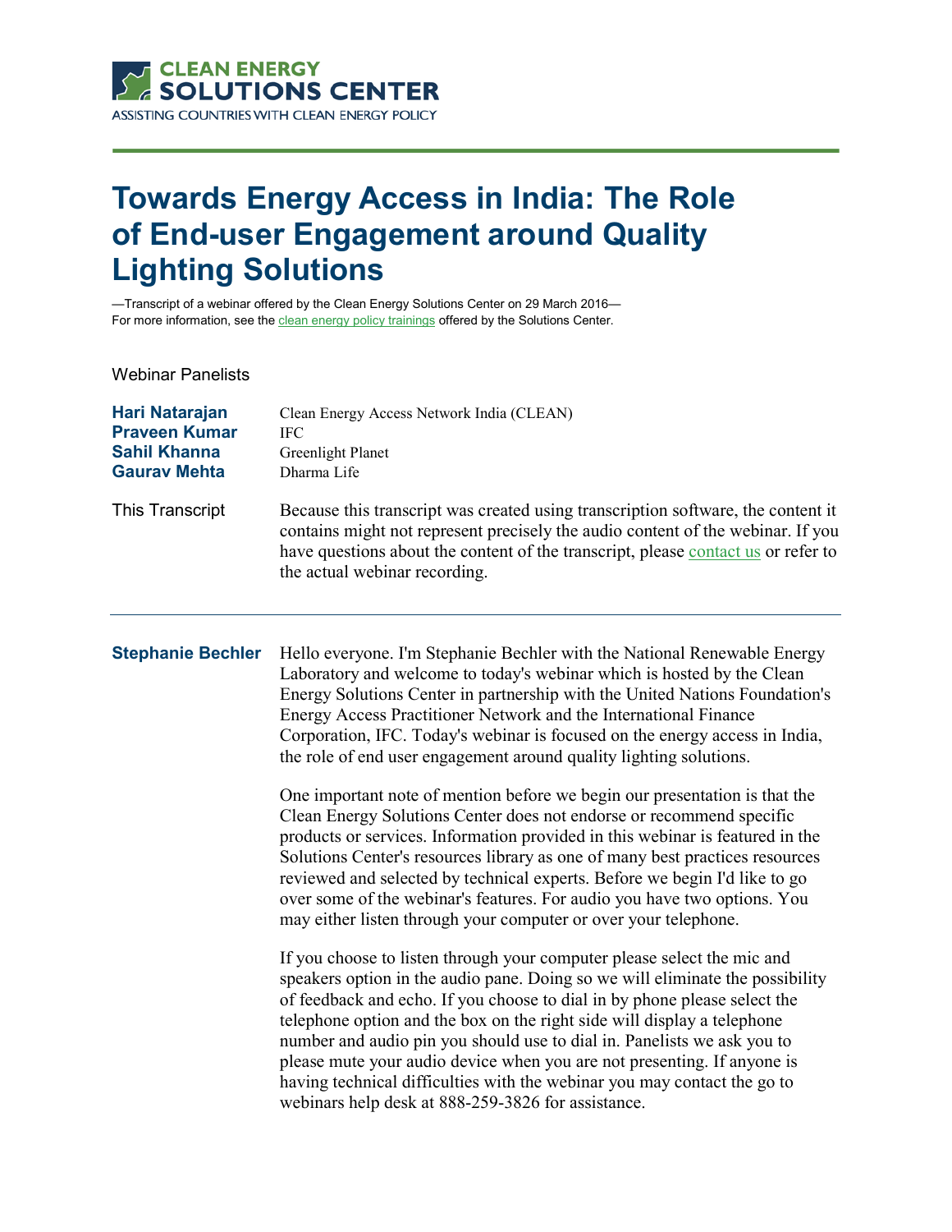CLEAN ENERGY SOLUTIONS CENTER
ASSISTING COUNTRIES WITH CLEAN ENERGY POLICY

# Towards Energy Access in India: The Role of End-user Engagement around Quality Lighting Solutions

—Transcript of a webinar offered by the Clean Energy Solutions Center on 29 March 2016—
For more information, see the clean energy policy trainings offered by the Solutions Center.

Webinar Panelists

| | |
|---|---|
| **Hari Natarajan** | Clean Energy Access Network India (CLEAN) |
| **Praveen Kumar** | IFC |
| **Sahil Khanna** | Greenlight Planet |
| **Gaurav Mehta** | Dharma Life |

**This Transcript** Because this transcript was created using transcription software, the content it contains might not represent precisely the audio content of the webinar. If you have questions about the content of the transcript, please contact us or refer to the actual webinar recording.

---

**Stephanie Bechler** Hello everyone. I'm Stephanie Bechler with the National Renewable Energy Laboratory and welcome to today's webinar which is hosted by the Clean Energy Solutions Center in partnership with the United Nations Foundation's Energy Access Practitioner Network and the International Finance Corporation, IFC. Today's webinar is focused on the energy access in India, the role of end user engagement around quality lighting solutions.

One important note of mention before we begin our presentation is that the Clean Energy Solutions Center does not endorse or recommend specific products or services. Information provided in this webinar is featured in the Solutions Center's resources library as one of many best practices resources reviewed and selected by technical experts. Before we begin I'd like to go over some of the webinar's features. For audio you have two options. You may either listen through your computer or over your telephone.

If you choose to listen through your computer please select the mic and speakers option in the audio pane. Doing so we will eliminate the possibility of feedback and echo. If you choose to dial in by phone please select the telephone option and the box on the right side will display a telephone number and audio pin you should use to dial in. Panelists we ask you to please mute your audio device when you are not presenting. If anyone is having technical difficulties with the webinar you may contact the go to webinars help desk at 888-259-3826 for assistance.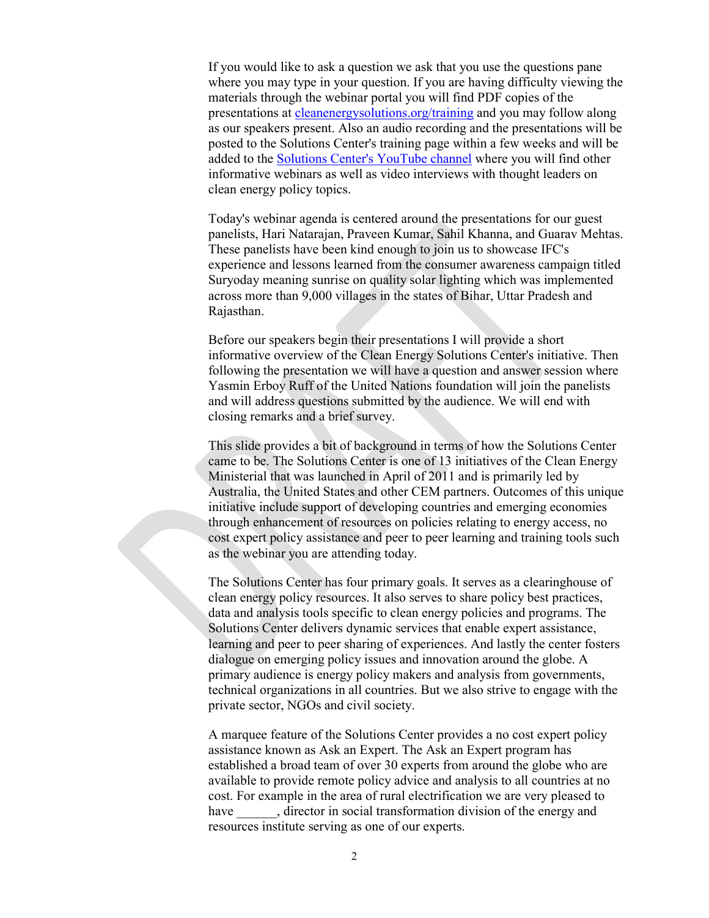If you would like to ask a question we ask that you use the questions pane where you may type in your question. If you are having difficulty viewing the materials through the webinar portal you will find PDF copies of the presentations at [cleanenergysolutions.org/training](cleanenergysolutions.org/training) and you may follow along as our speakers present. Also an audio recording and the presentations will be posted to the Solutions Center's training page within a few weeks and will be added to the [Solutions Center's YouTube channel](Solutions Center's YouTube channel) where you will find other informative webinars as well as video interviews with thought leaders on clean energy policy topics.

Today's webinar agenda is centered around the presentations for our guest panelists, Hari Natarajan, Praveen Kumar, Sahil Khanna, and Guarav Mehtas. These panelists have been kind enough to join us to showcase IFC's experience and lessons learned from the consumer awareness campaign titled Suryoday meaning sunrise on quality solar lighting which was implemented across more than 9,000 villages in the states of Bihar, Uttar Pradesh and Rajasthan.

Before our speakers begin their presentations I will provide a short informative overview of the Clean Energy Solutions Center's initiative. Then following the presentation we will have a question and answer session where Yasmin Erboy Ruff of the United Nations foundation will join the panelists and will address questions submitted by the audience. We will end with closing remarks and a brief survey.

This slide provides a bit of background in terms of how the Solutions Center came to be. The Solutions Center is one of 13 initiatives of the Clean Energy Ministerial that was launched in April of 2011 and is primarily led by Australia, the United States and other CEM partners. Outcomes of this unique initiative include support of developing countries and emerging economies through enhancement of resources on policies relating to energy access, no cost expert policy assistance and peer to peer learning and training tools such as the webinar you are attending today.

The Solutions Center has four primary goals. It serves as a clearinghouse of clean energy policy resources. It also serves to share policy best practices, data and analysis tools specific to clean energy policies and programs. The Solutions Center delivers dynamic services that enable expert assistance, learning and peer to peer sharing of experiences. And lastly the center fosters dialogue on emerging policy issues and innovation around the globe. A primary audience is energy policy makers and analysis from governments, technical organizations in all countries. But we also strive to engage with the private sector, NGOs and civil society.

A marquee feature of the Solutions Center provides a no cost expert policy assistance known as Ask an Expert. The Ask an Expert program has established a broad team of over 30 experts from around the globe who are available to provide remote policy advice and analysis to all countries at no cost. For example in the area of rural electrification we are very pleased to have ______, director in social transformation division of the energy and resources institute serving as one of our experts.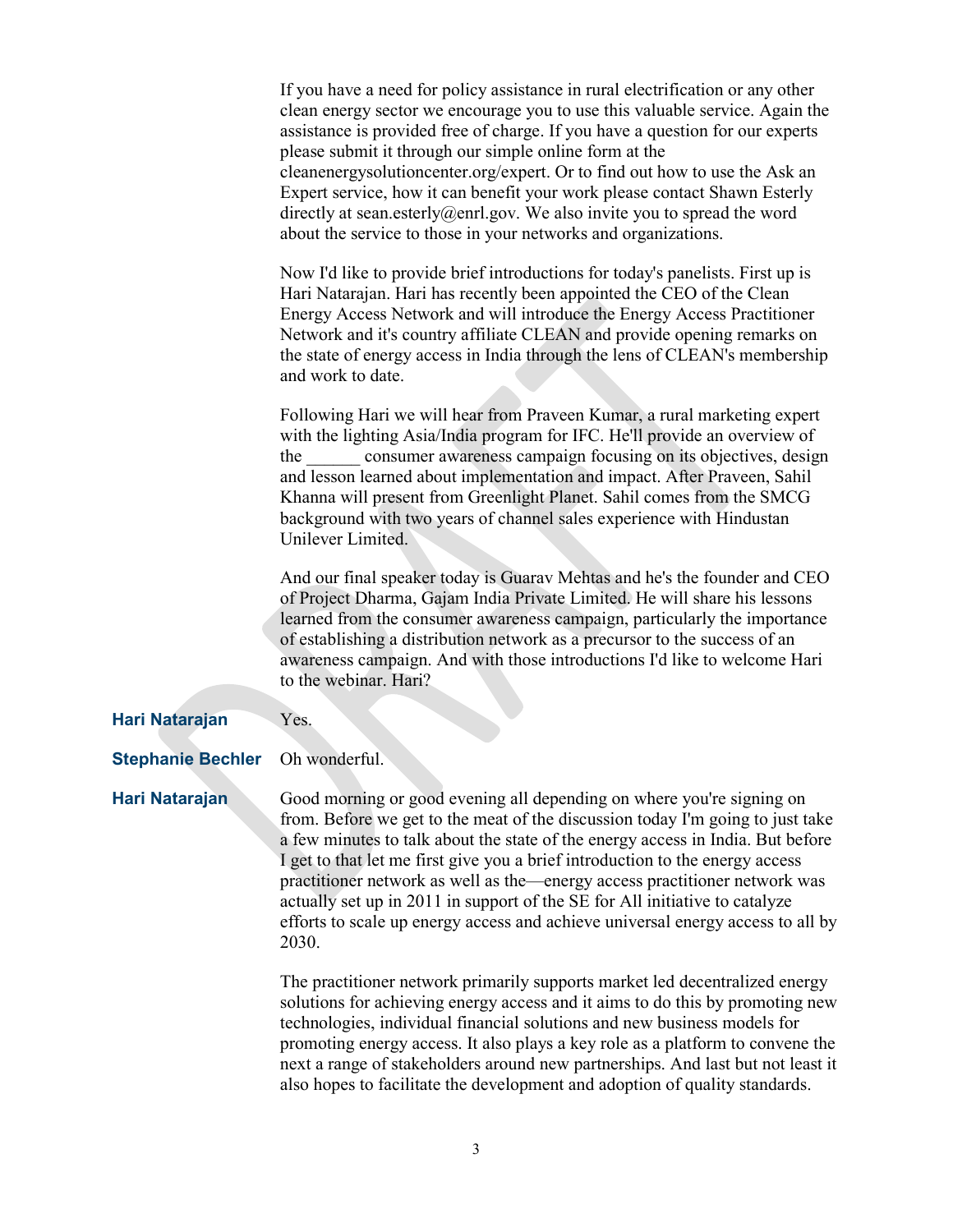If you have a need for policy assistance in rural electrification or any other clean energy sector we encourage you to use this valuable service. Again the assistance is provided free of charge. If you have a question for our experts please submit it through our simple online form at the cleanenergysolutioncenter.org/expert. Or to find out how to use the Ask an Expert service, how it can benefit your work please contact Shawn Esterly directly at sean.esterly@enrl.gov. We also invite you to spread the word about the service to those in your networks and organizations.

Now I'd like to provide brief introductions for today's panelists. First up is Hari Natarajan. Hari has recently been appointed the CEO of the Clean Energy Access Network and will introduce the Energy Access Practitioner Network and it's country affiliate CLEAN and provide opening remarks on the state of energy access in India through the lens of CLEAN's membership and work to date.

Following Hari we will hear from Praveen Kumar, a rural marketing expert with the lighting Asia/India program for IFC. He'll provide an overview of the ______ consumer awareness campaign focusing on its objectives, design and lesson learned about implementation and impact. After Praveen, Sahil Khanna will present from Greenlight Planet. Sahil comes from the SMCG background with two years of channel sales experience with Hindustan Unilever Limited.

And our final speaker today is Guarav Mehtas and he's the founder and CEO of Project Dharma, Gajam India Private Limited. He will share his lessons learned from the consumer awareness campaign, particularly the importance of establishing a distribution network as a precursor to the success of an awareness campaign. And with those introductions I'd like to welcome Hari to the webinar. Hari?

**Hari Natarajan** Yes.

**Stephanie Bechler** Oh wonderful.

**Hari Natarajan** Good morning or good evening all depending on where you're signing on from. Before we get to the meat of the discussion today I'm going to just take a few minutes to talk about the state of the energy access in India. But before I get to that let me first give you a brief introduction to the energy access practitioner network as well as the—energy access practitioner network was actually set up in 2011 in support of the SE for All initiative to catalyze efforts to scale up energy access and achieve universal energy access to all by 2030.

The practitioner network primarily supports market led decentralized energy solutions for achieving energy access and it aims to do this by promoting new technologies, individual financial solutions and new business models for promoting energy access. It also plays a key role as a platform to convene the next a range of stakeholders around new partnerships. And last but not least it also hopes to facilitate the development and adoption of quality standards.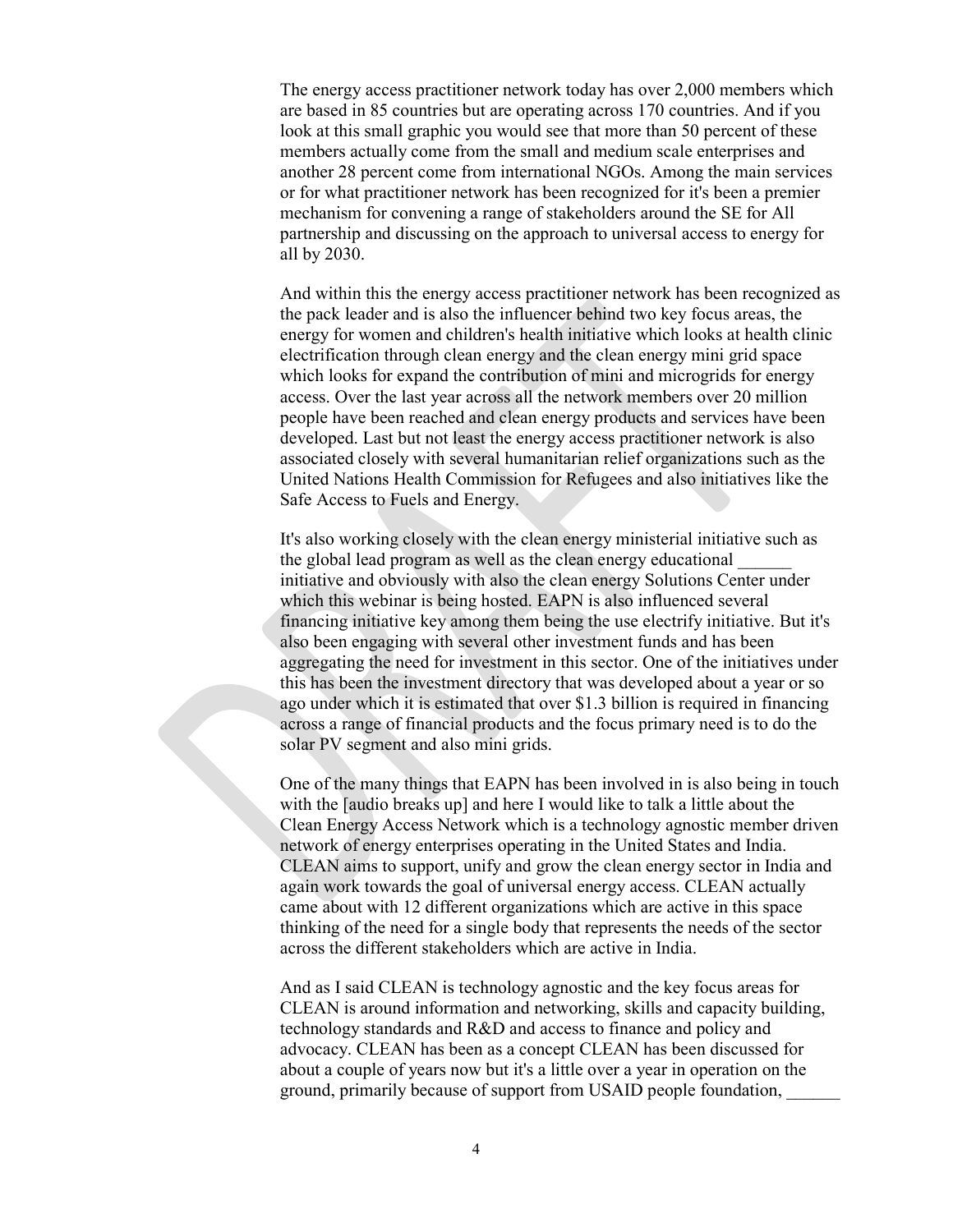The energy access practitioner network today has over 2,000 members which are based in 85 countries but are operating across 170 countries. And if you look at this small graphic you would see that more than 50 percent of these members actually come from the small and medium scale enterprises and another 28 percent come from international NGOs. Among the main services or for what practitioner network has been recognized for it's been a premier mechanism for convening a range of stakeholders around the SE for All partnership and discussing on the approach to universal access to energy for all by 2030.

And within this the energy access practitioner network has been recognized as the pack leader and is also the influencer behind two key focus areas, the energy for women and children's health initiative which looks at health clinic electrification through clean energy and the clean energy mini grid space which looks for expand the contribution of mini and microgrids for energy access. Over the last year across all the network members over 20 million people have been reached and clean energy products and services have been developed. Last but not least the energy access practitioner network is also associated closely with several humanitarian relief organizations such as the United Nations Health Commission for Refugees and also initiatives like the Safe Access to Fuels and Energy.

It's also working closely with the clean energy ministerial initiative such as the global lead program as well as the clean energy educational ______ initiative and obviously with also the clean energy Solutions Center under which this webinar is being hosted. EAPN is also influenced several financing initiative key among them being the use electrify initiative. But it's also been engaging with several other investment funds and has been aggregating the need for investment in this sector. One of the initiatives under this has been the investment directory that was developed about a year or so ago under which it is estimated that over $1.3 billion is required in financing across a range of financial products and the focus primary need is to do the solar PV segment and also mini grids.

One of the many things that EAPN has been involved in is also being in touch with the [audio breaks up] and here I would like to talk a little about the Clean Energy Access Network which is a technology agnostic member driven network of energy enterprises operating in the United States and India. CLEAN aims to support, unify and grow the clean energy sector in India and again work towards the goal of universal energy access. CLEAN actually came about with 12 different organizations which are active in this space thinking of the need for a single body that represents the needs of the sector across the different stakeholders which are active in India.

And as I said CLEAN is technology agnostic and the key focus areas for CLEAN is around information and networking, skills and capacity building, technology standards and R&D and access to finance and policy and advocacy. CLEAN has been as a concept CLEAN has been discussed for about a couple of years now but it's a little over a year in operation on the ground, primarily because of support from USAID people foundation, ______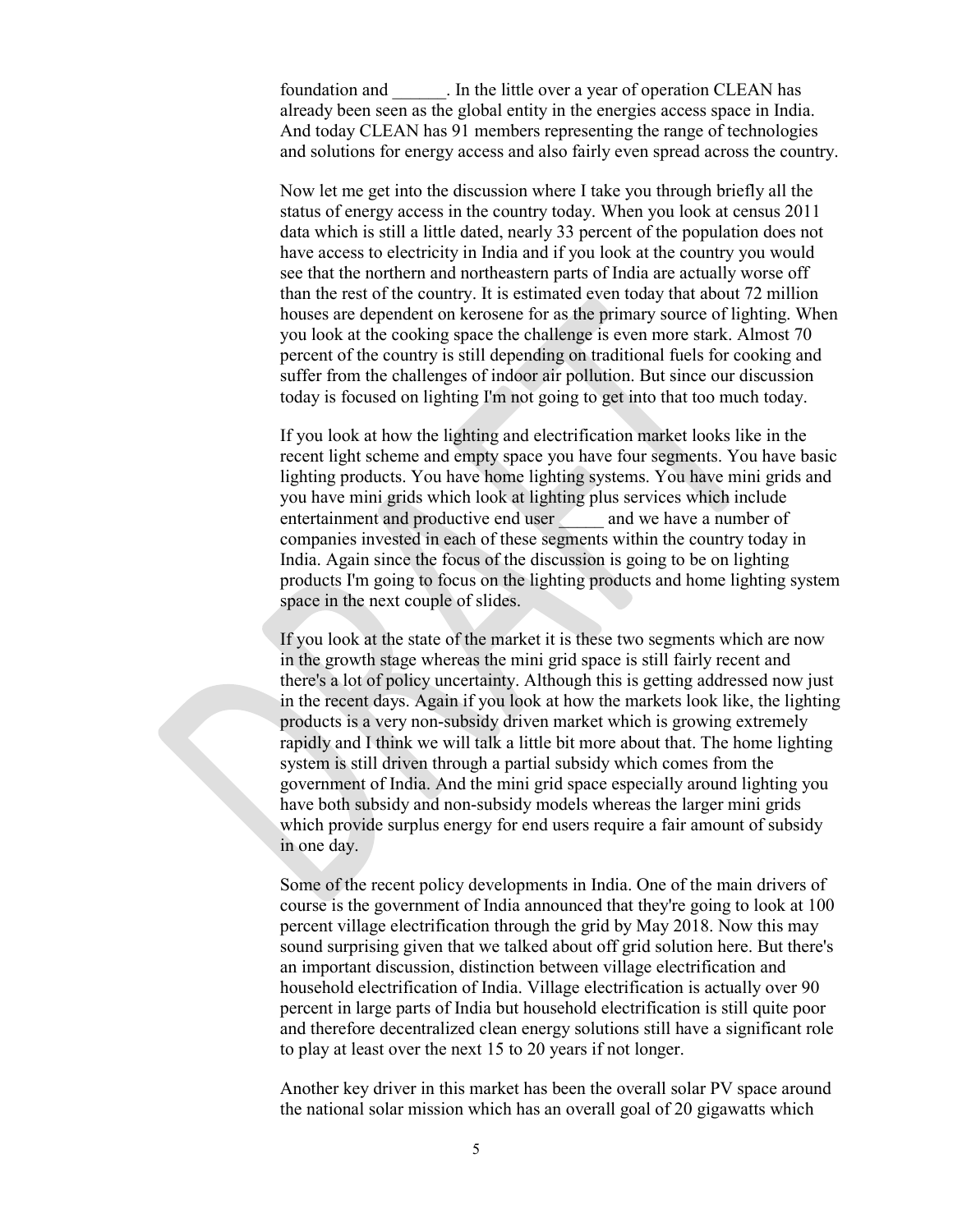foundation and ______. In the little over a year of operation CLEAN has already been seen as the global entity in the energies access space in India. And today CLEAN has 91 members representing the range of technologies and solutions for energy access and also fairly even spread across the country.

Now let me get into the discussion where I take you through briefly all the status of energy access in the country today. When you look at census 2011 data which is still a little dated, nearly 33 percent of the population does not have access to electricity in India and if you look at the country you would see that the northern and northeastern parts of India are actually worse off than the rest of the country. It is estimated even today that about 72 million houses are dependent on kerosene for as the primary source of lighting. When you look at the cooking space the challenge is even more stark. Almost 70 percent of the country is still depending on traditional fuels for cooking and suffer from the challenges of indoor air pollution. But since our discussion today is focused on lighting I'm not going to get into that too much today.

If you look at how the lighting and electrification market looks like in the recent light scheme and empty space you have four segments. You have basic lighting products. You have home lighting systems. You have mini grids and you have mini grids which look at lighting plus services which include entertainment and productive end user _____ and we have a number of companies invested in each of these segments within the country today in India. Again since the focus of the discussion is going to be on lighting products I'm going to focus on the lighting products and home lighting system space in the next couple of slides.

If you look at the state of the market it is these two segments which are now in the growth stage whereas the mini grid space is still fairly recent and there's a lot of policy uncertainty. Although this is getting addressed now just in the recent days. Again if you look at how the markets look like, the lighting products is a very non-subsidy driven market which is growing extremely rapidly and I think we will talk a little bit more about that. The home lighting system is still driven through a partial subsidy which comes from the government of India. And the mini grid space especially around lighting you have both subsidy and non-subsidy models whereas the larger mini grids which provide surplus energy for end users require a fair amount of subsidy in one day.

Some of the recent policy developments in India. One of the main drivers of course is the government of India announced that they're going to look at 100 percent village electrification through the grid by May 2018. Now this may sound surprising given that we talked about off grid solution here. But there's an important discussion, distinction between village electrification and household electrification of India. Village electrification is actually over 90 percent in large parts of India but household electrification is still quite poor and therefore decentralized clean energy solutions still have a significant role to play at least over the next 15 to 20 years if not longer.

Another key driver in this market has been the overall solar PV space around the national solar mission which has an overall goal of 20 gigawatts which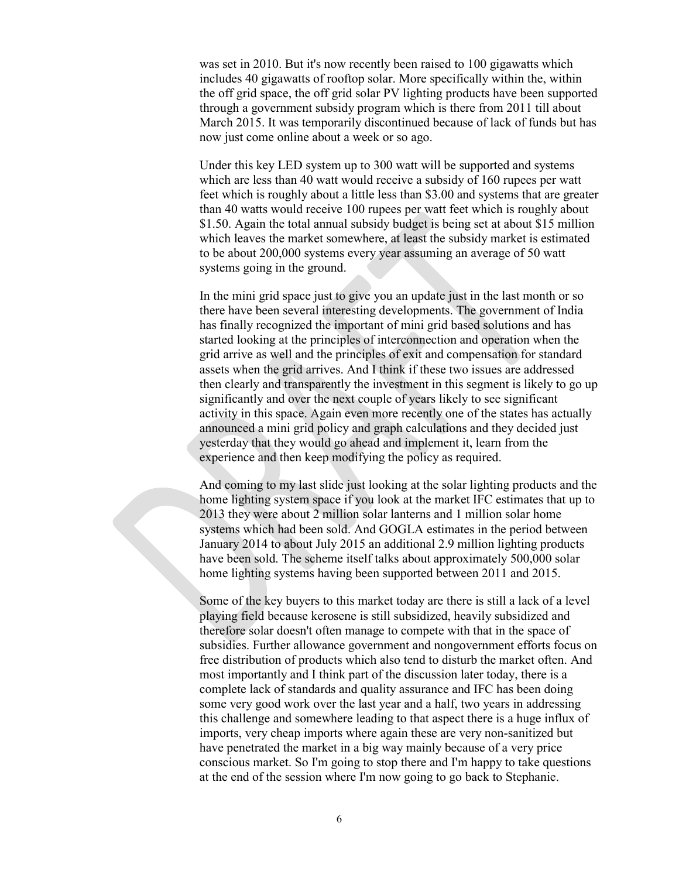was set in 2010. But it's now recently been raised to 100 gigawatts which includes 40 gigawatts of rooftop solar. More specifically within the, within the off grid space, the off grid solar PV lighting products have been supported through a government subsidy program which is there from 2011 till about March 2015. It was temporarily discontinued because of lack of funds but has now just come online about a week or so ago.

Under this key LED system up to 300 watt will be supported and systems which are less than 40 watt would receive a subsidy of 160 rupees per watt feet which is roughly about a little less than $3.00 and systems that are greater than 40 watts would receive 100 rupees per watt feet which is roughly about $1.50. Again the total annual subsidy budget is being set at about $15 million which leaves the market somewhere, at least the subsidy market is estimated to be about 200,000 systems every year assuming an average of 50 watt systems going in the ground.

In the mini grid space just to give you an update just in the last month or so there have been several interesting developments. The government of India has finally recognized the important of mini grid based solutions and has started looking at the principles of interconnection and operation when the grid arrive as well and the principles of exit and compensation for standard assets when the grid arrives. And I think if these two issues are addressed then clearly and transparently the investment in this segment is likely to go up significantly and over the next couple of years likely to see significant activity in this space. Again even more recently one of the states has actually announced a mini grid policy and graph calculations and they decided just yesterday that they would go ahead and implement it, learn from the experience and then keep modifying the policy as required.

And coming to my last slide just looking at the solar lighting products and the home lighting system space if you look at the market IFC estimates that up to 2013 they were about 2 million solar lanterns and 1 million solar home systems which had been sold. And GOGLA estimates in the period between January 2014 to about July 2015 an additional 2.9 million lighting products have been sold. The scheme itself talks about approximately 500,000 solar home lighting systems having been supported between 2011 and 2015.

Some of the key buyers to this market today are there is still a lack of a level playing field because kerosene is still subsidized, heavily subsidized and therefore solar doesn't often manage to compete with that in the space of subsidies. Further allowance government and nongovernment efforts focus on free distribution of products which also tend to disturb the market often. And most importantly and I think part of the discussion later today, there is a complete lack of standards and quality assurance and IFC has been doing some very good work over the last year and a half, two years in addressing this challenge and somewhere leading to that aspect there is a huge influx of imports, very cheap imports where again these are very non-sanitized but have penetrated the market in a big way mainly because of a very price conscious market. So I'm going to stop there and I'm happy to take questions at the end of the session where I'm now going to go back to Stephanie.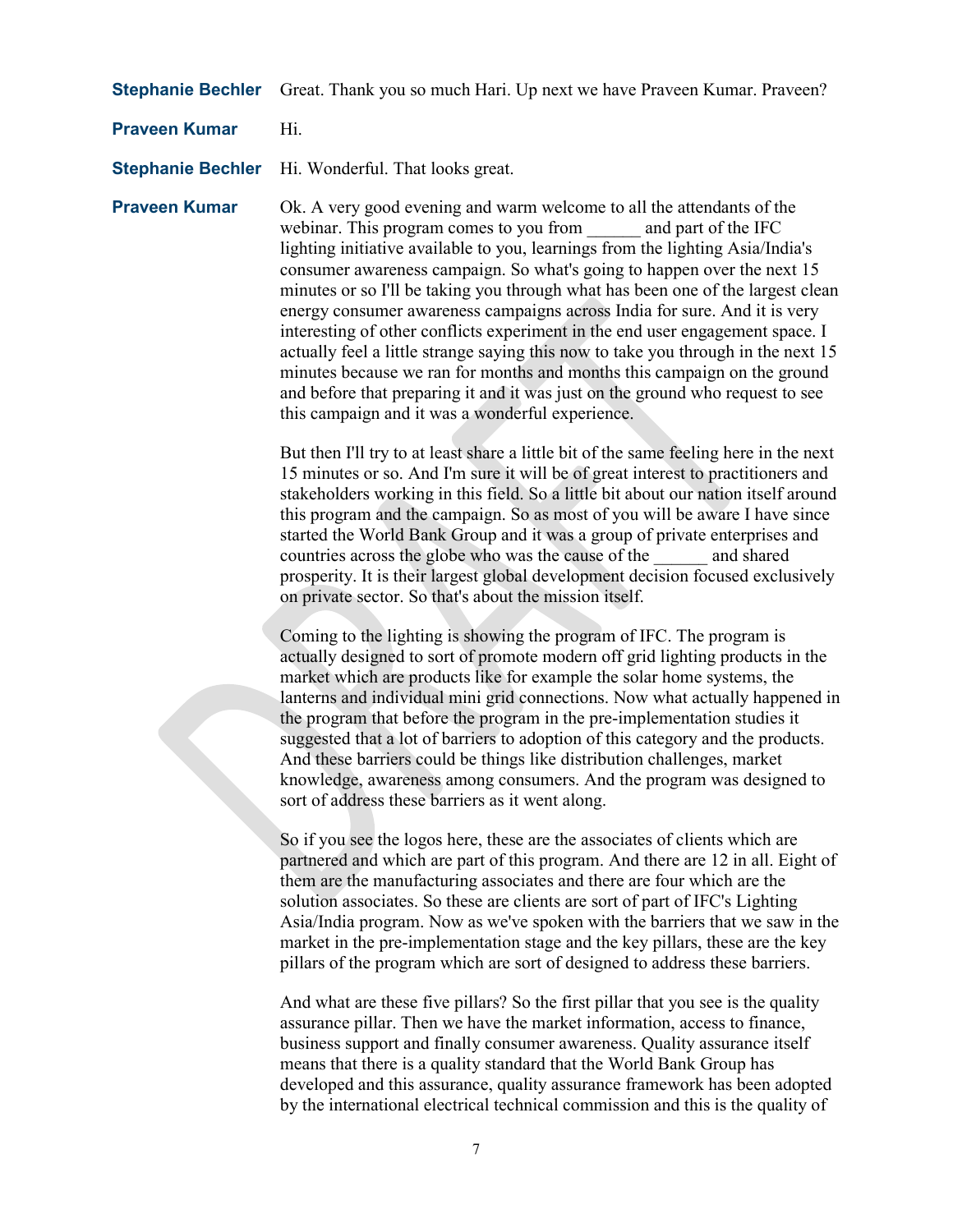**Stephanie Bechler** Great. Thank you so much Hari. Up next we have Praveen Kumar. Praveen?

**Praveen Kumar** Hi.

**Stephanie Bechler** Hi. Wonderful. That looks great.

**Praveen Kumar** Ok. A very good evening and warm welcome to all the attendants of the webinar. This program comes to you from ______ and part of the IFC lighting initiative available to you, learnings from the lighting Asia/India's consumer awareness campaign. So what's going to happen over the next 15 minutes or so I'll be taking you through what has been one of the largest clean energy consumer awareness campaigns across India for sure. And it is very interesting of other conflicts experiment in the end user engagement space. I actually feel a little strange saying this now to take you through in the next 15 minutes because we ran for months and months this campaign on the ground and before that preparing it and it was just on the ground who request to see this campaign and it was a wonderful experience.

But then I'll try to at least share a little bit of the same feeling here in the next 15 minutes or so. And I'm sure it will be of great interest to practitioners and stakeholders working in this field. So a little bit about our nation itself around this program and the campaign. So as most of you will be aware I have since started the World Bank Group and it was a group of private enterprises and countries across the globe who was the cause of the ______ and shared prosperity. It is their largest global development decision focused exclusively on private sector. So that's about the mission itself.

Coming to the lighting is showing the program of IFC. The program is actually designed to sort of promote modern off grid lighting products in the market which are products like for example the solar home systems, the lanterns and individual mini grid connections. Now what actually happened in the program that before the program in the pre-implementation studies it suggested that a lot of barriers to adoption of this category and the products. And these barriers could be things like distribution challenges, market knowledge, awareness among consumers. And the program was designed to sort of address these barriers as it went along.

So if you see the logos here, these are the associates of clients which are partnered and which are part of this program. And there are 12 in all. Eight of them are the manufacturing associates and there are four which are the solution associates. So these are clients are sort of part of IFC's Lighting Asia/India program. Now as we've spoken with the barriers that we saw in the market in the pre-implementation stage and the key pillars, these are the key pillars of the program which are sort of designed to address these barriers.

And what are these five pillars? So the first pillar that you see is the quality assurance pillar. Then we have the market information, access to finance, business support and finally consumer awareness. Quality assurance itself means that there is a quality standard that the World Bank Group has developed and this assurance, quality assurance framework has been adopted by the international electrical technical commission and this is the quality of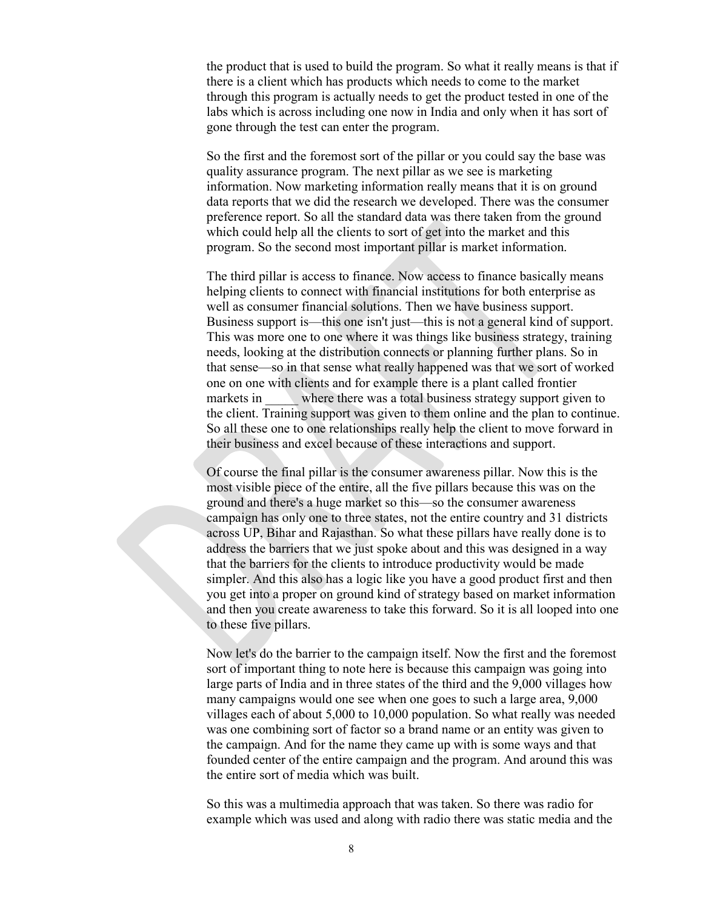the product that is used to build the program. So what it really means is that if there is a client which has products which needs to come to the market through this program is actually needs to get the product tested in one of the labs which is across including one now in India and only when it has sort of gone through the test can enter the program.

So the first and the foremost sort of the pillar or you could say the base was quality assurance program. The next pillar as we see is marketing information. Now marketing information really means that it is on ground data reports that we did the research we developed. There was the consumer preference report. So all the standard data was there taken from the ground which could help all the clients to sort of get into the market and this program. So the second most important pillar is market information.

The third pillar is access to finance. Now access to finance basically means helping clients to connect with financial institutions for both enterprise as well as consumer financial solutions. Then we have business support. Business support is—this one isn't just—this is not a general kind of support. This was more one to one where it was things like business strategy, training needs, looking at the distribution connects or planning further plans. So in that sense—so in that sense what really happened was that we sort of worked one on one with clients and for example there is a plant called frontier markets in _____ where there was a total business strategy support given to the client. Training support was given to them online and the plan to continue. So all these one to one relationships really help the client to move forward in their business and excel because of these interactions and support.

Of course the final pillar is the consumer awareness pillar. Now this is the most visible piece of the entire, all the five pillars because this was on the ground and there's a huge market so this—so the consumer awareness campaign has only one to three states, not the entire country and 31 districts across UP, Bihar and Rajasthan. So what these pillars have really done is to address the barriers that we just spoke about and this was designed in a way that the barriers for the clients to introduce productivity would be made simpler. And this also has a logic like you have a good product first and then you get into a proper on ground kind of strategy based on market information and then you create awareness to take this forward. So it is all looped into one to these five pillars.

Now let's do the barrier to the campaign itself. Now the first and the foremost sort of important thing to note here is because this campaign was going into large parts of India and in three states of the third and the 9,000 villages how many campaigns would one see when one goes to such a large area, 9,000 villages each of about 5,000 to 10,000 population. So what really was needed was one combining sort of factor so a brand name or an entity was given to the campaign. And for the name they came up with is some ways and that founded center of the entire campaign and the program. And around this was the entire sort of media which was built.

So this was a multimedia approach that was taken. So there was radio for example which was used and along with radio there was static media and the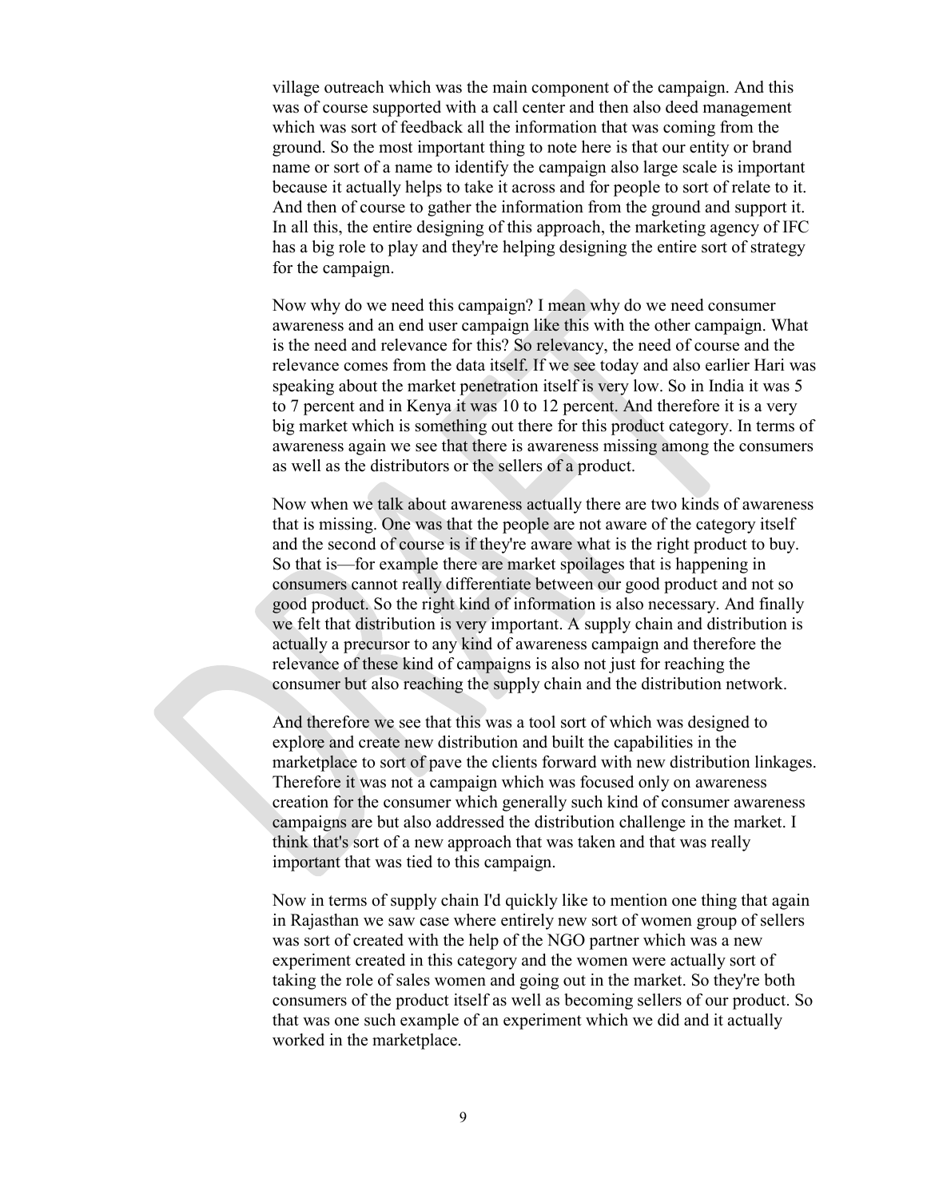village outreach which was the main component of the campaign. And this was of course supported with a call center and then also deed management which was sort of feedback all the information that was coming from the ground. So the most important thing to note here is that our entity or brand name or sort of a name to identify the campaign also large scale is important because it actually helps to take it across and for people to sort of relate to it. And then of course to gather the information from the ground and support it. In all this, the entire designing of this approach, the marketing agency of IFC has a big role to play and they're helping designing the entire sort of strategy for the campaign.

Now why do we need this campaign? I mean why do we need consumer awareness and an end user campaign like this with the other campaign. What is the need and relevance for this? So relevancy, the need of course and the relevance comes from the data itself. If we see today and also earlier Hari was speaking about the market penetration itself is very low. So in India it was 5 to 7 percent and in Kenya it was 10 to 12 percent. And therefore it is a very big market which is something out there for this product category. In terms of awareness again we see that there is awareness missing among the consumers as well as the distributors or the sellers of a product.

Now when we talk about awareness actually there are two kinds of awareness that is missing. One was that the people are not aware of the category itself and the second of course is if they're aware what is the right product to buy. So that is—for example there are market spoilages that is happening in consumers cannot really differentiate between our good product and not so good product. So the right kind of information is also necessary. And finally we felt that distribution is very important. A supply chain and distribution is actually a precursor to any kind of awareness campaign and therefore the relevance of these kind of campaigns is also not just for reaching the consumer but also reaching the supply chain and the distribution network.

And therefore we see that this was a tool sort of which was designed to explore and create new distribution and built the capabilities in the marketplace to sort of pave the clients forward with new distribution linkages. Therefore it was not a campaign which was focused only on awareness creation for the consumer which generally such kind of consumer awareness campaigns are but also addressed the distribution challenge in the market. I think that's sort of a new approach that was taken and that was really important that was tied to this campaign.

Now in terms of supply chain I'd quickly like to mention one thing that again in Rajasthan we saw case where entirely new sort of women group of sellers was sort of created with the help of the NGO partner which was a new experiment created in this category and the women were actually sort of taking the role of sales women and going out in the market. So they're both consumers of the product itself as well as becoming sellers of our product. So that was one such example of an experiment which we did and it actually worked in the marketplace.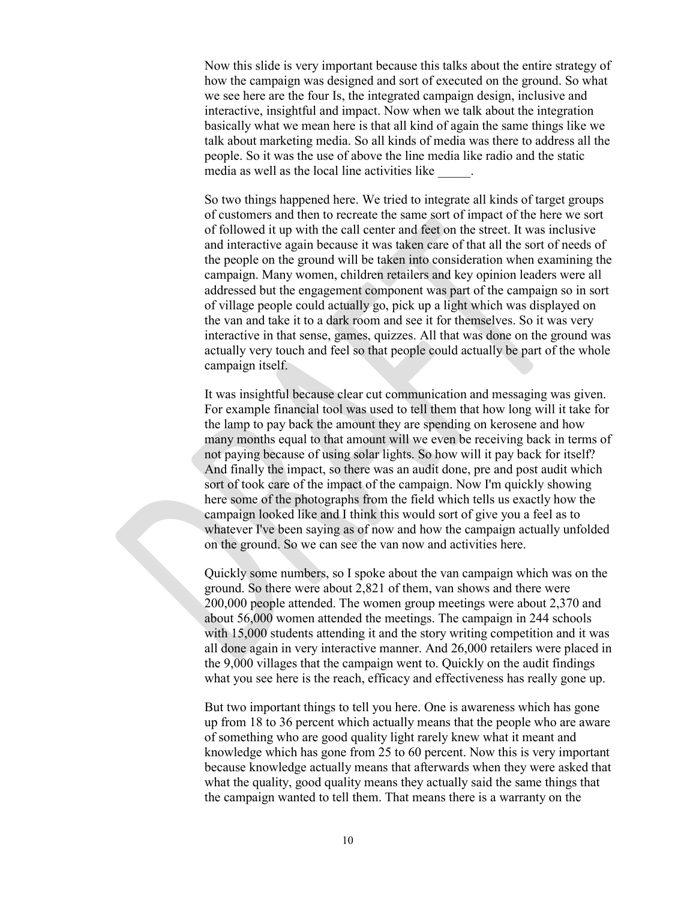Now this slide is very important because this talks about the entire strategy of how the campaign was designed and sort of executed on the ground. So what we see here are the four Is, the integrated campaign design, inclusive and interactive, insightful and impact. Now when we talk about the integration basically what we mean here is that all kind of again the same things like we talk about marketing media. So all kinds of media was there to address all the people. So it was the use of above the line media like radio and the static media as well as the local line activities like _____.

So two things happened here. We tried to integrate all kinds of target groups of customers and then to recreate the same sort of impact of the here we sort of followed it up with the call center and feet on the street. It was inclusive and interactive again because it was taken care of that all the sort of needs of the people on the ground will be taken into consideration when examining the campaign. Many women, children retailers and key opinion leaders were all addressed but the engagement component was part of the campaign so in sort of village people could actually go, pick up a light which was displayed on the van and take it to a dark room and see it for themselves. So it was very interactive in that sense, games, quizzes. All that was done on the ground was actually very touch and feel so that people could actually be part of the whole campaign itself.

It was insightful because clear cut communication and messaging was given. For example financial tool was used to tell them that how long will it take for the lamp to pay back the amount they are spending on kerosene and how many months equal to that amount will we even be receiving back in terms of not paying because of using solar lights. So how will it pay back for itself? And finally the impact, so there was an audit done, pre and post audit which sort of took care of the impact of the campaign. Now I'm quickly showing here some of the photographs from the field which tells us exactly how the campaign looked like and I think this would sort of give you a feel as to whatever I've been saying as of now and how the campaign actually unfolded on the ground. So we can see the van now and activities here.

Quickly some numbers, so I spoke about the van campaign which was on the ground. So there were about 2,821 of them, van shows and there were 200,000 people attended. The women group meetings were about 2,370 and about 56,000 women attended the meetings. The campaign in 244 schools with 15,000 students attending it and the story writing competition and it was all done again in very interactive manner. And 26,000 retailers were placed in the 9,000 villages that the campaign went to. Quickly on the audit findings what you see here is the reach, efficacy and effectiveness has really gone up.

But two important things to tell you here. One is awareness which has gone up from 18 to 36 percent which actually means that the people who are aware of something who are good quality light rarely knew what it meant and knowledge which has gone from 25 to 60 percent. Now this is very important because knowledge actually means that afterwards when they were asked that what the quality, good quality means they actually said the same things that the campaign wanted to tell them. That means there is a warranty on the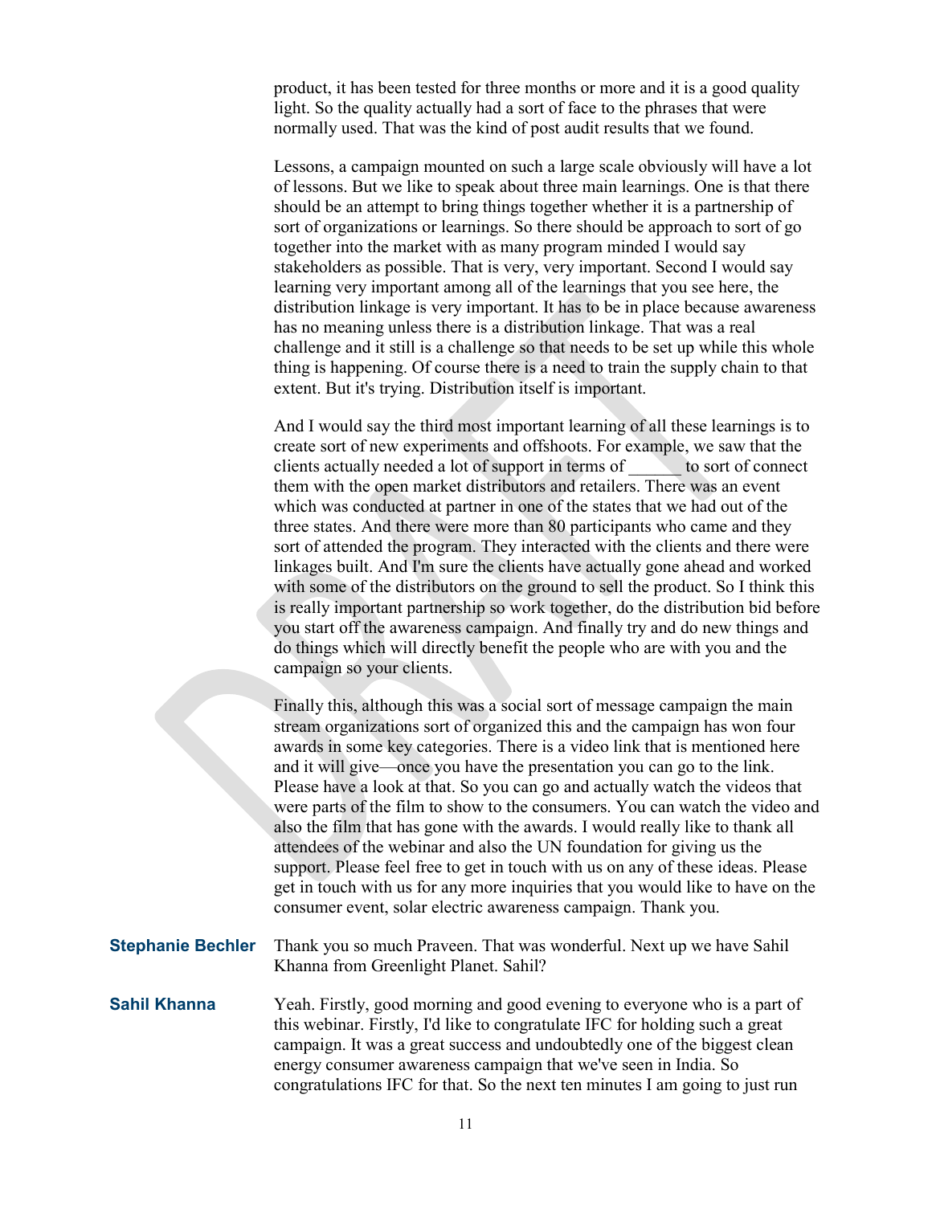product, it has been tested for three months or more and it is a good quality light. So the quality actually had a sort of face to the phrases that were normally used. That was the kind of post audit results that we found.

Lessons, a campaign mounted on such a large scale obviously will have a lot of lessons. But we like to speak about three main learnings. One is that there should be an attempt to bring things together whether it is a partnership of sort of organizations or learnings. So there should be approach to sort of go together into the market with as many program minded I would say stakeholders as possible. That is very, very important. Second I would say learning very important among all of the learnings that you see here, the distribution linkage is very important. It has to be in place because awareness has no meaning unless there is a distribution linkage. That was a real challenge and it still is a challenge so that needs to be set up while this whole thing is happening. Of course there is a need to train the supply chain to that extent. But it's trying. Distribution itself is important.

And I would say the third most important learning of all these learnings is to create sort of new experiments and offshoots. For example, we saw that the clients actually needed a lot of support in terms of ______ to sort of connect them with the open market distributors and retailers. There was an event which was conducted at partner in one of the states that we had out of the three states. And there were more than 80 participants who came and they sort of attended the program. They interacted with the clients and there were linkages built. And I'm sure the clients have actually gone ahead and worked with some of the distributors on the ground to sell the product. So I think this is really important partnership so work together, do the distribution bid before you start off the awareness campaign. And finally try and do new things and do things which will directly benefit the people who are with you and the campaign so your clients.

Finally this, although this was a social sort of message campaign the main stream organizations sort of organized this and the campaign has won four awards in some key categories. There is a video link that is mentioned here and it will give—once you have the presentation you can go to the link. Please have a look at that. So you can go and actually watch the videos that were parts of the film to show to the consumers. You can watch the video and also the film that has gone with the awards. I would really like to thank all attendees of the webinar and also the UN foundation for giving us the support. Please feel free to get in touch with us on any of these ideas. Please get in touch with us for any more inquiries that you would like to have on the consumer event, solar electric awareness campaign. Thank you.

**Stephanie Bechler** Thank you so much Praveen. That was wonderful. Next up we have Sahil Khanna from Greenlight Planet. Sahil?

**Sahil Khanna** Yeah. Firstly, good morning and good evening to everyone who is a part of this webinar. Firstly, I'd like to congratulate IFC for holding such a great campaign. It was a great success and undoubtedly one of the biggest clean energy consumer awareness campaign that we've seen in India. So congratulations IFC for that. So the next ten minutes I am going to just run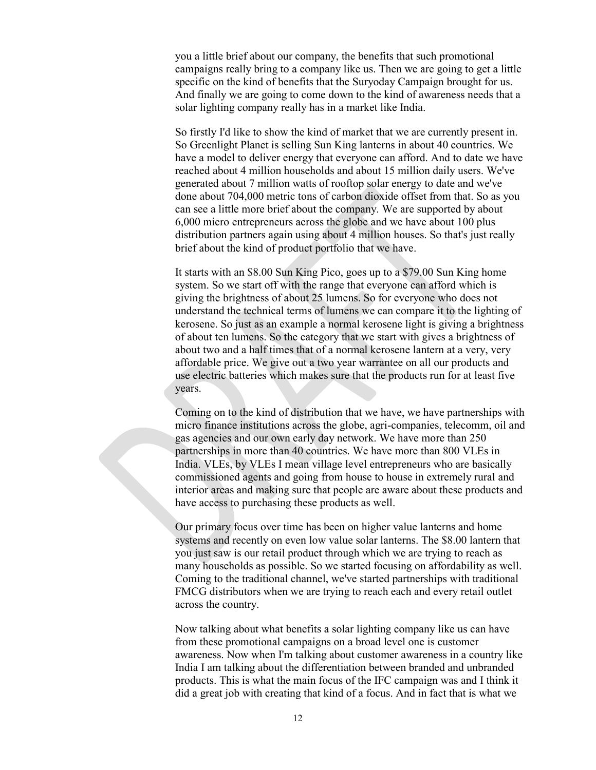you a little brief about our company, the benefits that such promotional campaigns really bring to a company like us. Then we are going to get a little specific on the kind of benefits that the Suryoday Campaign brought for us. And finally we are going to come down to the kind of awareness needs that a solar lighting company really has in a market like India.

So firstly I'd like to show the kind of market that we are currently present in. So Greenlight Planet is selling Sun King lanterns in about 40 countries. We have a model to deliver energy that everyone can afford. And to date we have reached about 4 million households and about 15 million daily users. We've generated about 7 million watts of rooftop solar energy to date and we've done about 704,000 metric tons of carbon dioxide offset from that. So as you can see a little more brief about the company. We are supported by about 6,000 micro entrepreneurs across the globe and we have about 100 plus distribution partners again using about 4 million houses. So that's just really brief about the kind of product portfolio that we have.

It starts with an $8.00 Sun King Pico, goes up to a $79.00 Sun King home system. So we start off with the range that everyone can afford which is giving the brightness of about 25 lumens. So for everyone who does not understand the technical terms of lumens we can compare it to the lighting of kerosene. So just as an example a normal kerosene light is giving a brightness of about ten lumens. So the category that we start with gives a brightness of about two and a half times that of a normal kerosene lantern at a very, very affordable price. We give out a two year warrantee on all our products and use electric batteries which makes sure that the products run for at least five years.

Coming on to the kind of distribution that we have, we have partnerships with micro finance institutions across the globe, agri-companies, telecomm, oil and gas agencies and our own early day network. We have more than 250 partnerships in more than 40 countries. We have more than 800 VLEs in India. VLEs, by VLEs I mean village level entrepreneurs who are basically commissioned agents and going from house to house in extremely rural and interior areas and making sure that people are aware about these products and have access to purchasing these products as well.

Our primary focus over time has been on higher value lanterns and home systems and recently on even low value solar lanterns. The $8.00 lantern that you just saw is our retail product through which we are trying to reach as many households as possible. So we started focusing on affordability as well. Coming to the traditional channel, we've started partnerships with traditional FMCG distributors when we are trying to reach each and every retail outlet across the country.

Now talking about what benefits a solar lighting company like us can have from these promotional campaigns on a broad level one is customer awareness. Now when I'm talking about customer awareness in a country like India I am talking about the differentiation between branded and unbranded products. This is what the main focus of the IFC campaign was and I think it did a great job with creating that kind of a focus. And in fact that is what we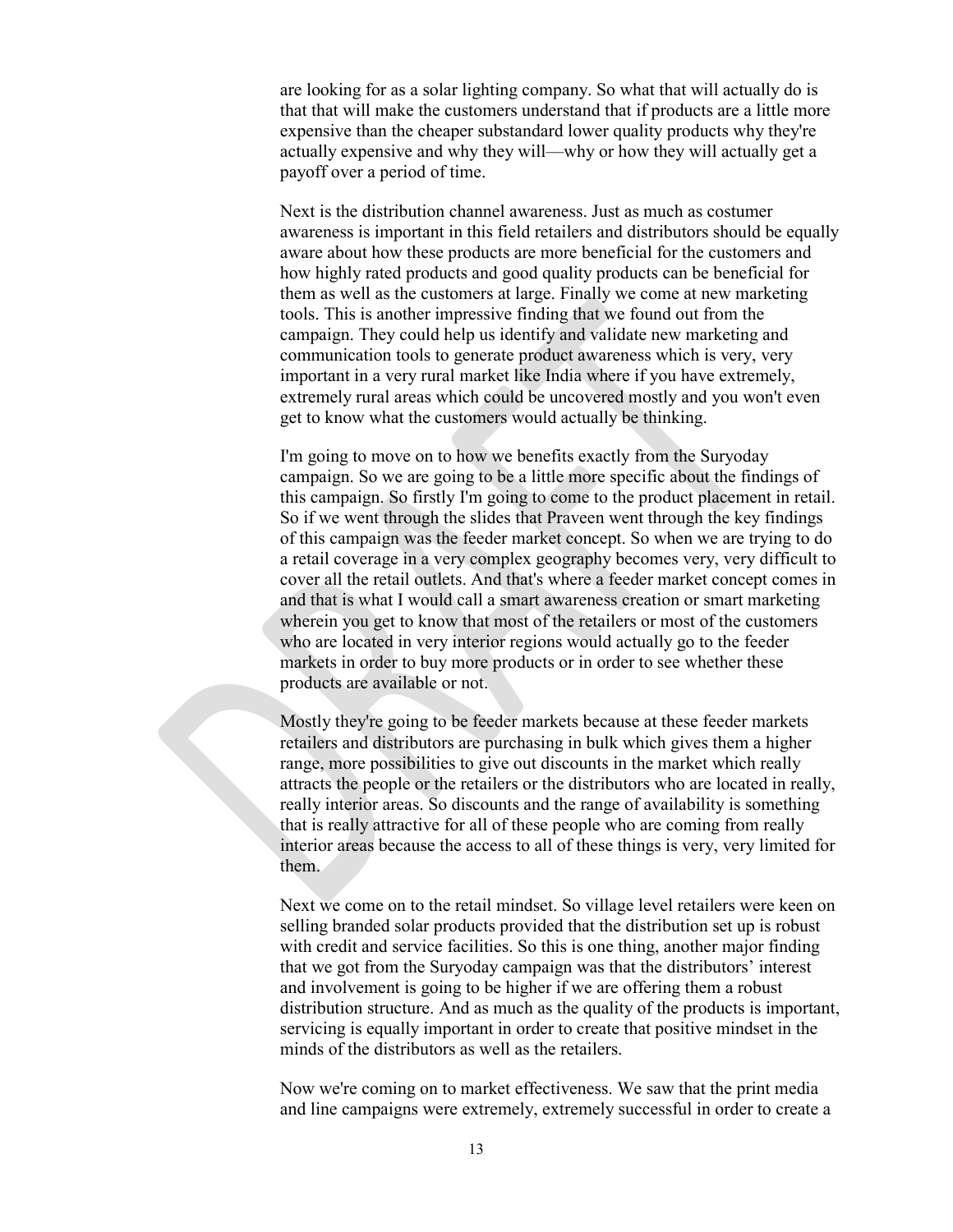are looking for as a solar lighting company. So what that will actually do is that that will make the customers understand that if products are a little more expensive than the cheaper substandard lower quality products why they're actually expensive and why they will—why or how they will actually get a payoff over a period of time.

Next is the distribution channel awareness. Just as much as costumer awareness is important in this field retailers and distributors should be equally aware about how these products are more beneficial for the customers and how highly rated products and good quality products can be beneficial for them as well as the customers at large. Finally we come at new marketing tools. This is another impressive finding that we found out from the campaign. They could help us identify and validate new marketing and communication tools to generate product awareness which is very, very important in a very rural market like India where if you have extremely, extremely rural areas which could be uncovered mostly and you won't even get to know what the customers would actually be thinking.

I'm going to move on to how we benefits exactly from the Suryoday campaign. So we are going to be a little more specific about the findings of this campaign. So firstly I'm going to come to the product placement in retail. So if we went through the slides that Praveen went through the key findings of this campaign was the feeder market concept. So when we are trying to do a retail coverage in a very complex geography becomes very, very difficult to cover all the retail outlets. And that's where a feeder market concept comes in and that is what I would call a smart awareness creation or smart marketing wherein you get to know that most of the retailers or most of the customers who are located in very interior regions would actually go to the feeder markets in order to buy more products or in order to see whether these products are available or not.

Mostly they're going to be feeder markets because at these feeder markets retailers and distributors are purchasing in bulk which gives them a higher range, more possibilities to give out discounts in the market which really attracts the people or the retailers or the distributors who are located in really, really interior areas. So discounts and the range of availability is something that is really attractive for all of these people who are coming from really interior areas because the access to all of these things is very, very limited for them.

Next we come on to the retail mindset. So village level retailers were keen on selling branded solar products provided that the distribution set up is robust with credit and service facilities. So this is one thing, another major finding that we got from the Suryoday campaign was that the distributors' interest and involvement is going to be higher if we are offering them a robust distribution structure. And as much as the quality of the products is important, servicing is equally important in order to create that positive mindset in the minds of the distributors as well as the retailers.

Now we're coming on to market effectiveness. We saw that the print media and line campaigns were extremely, extremely successful in order to create a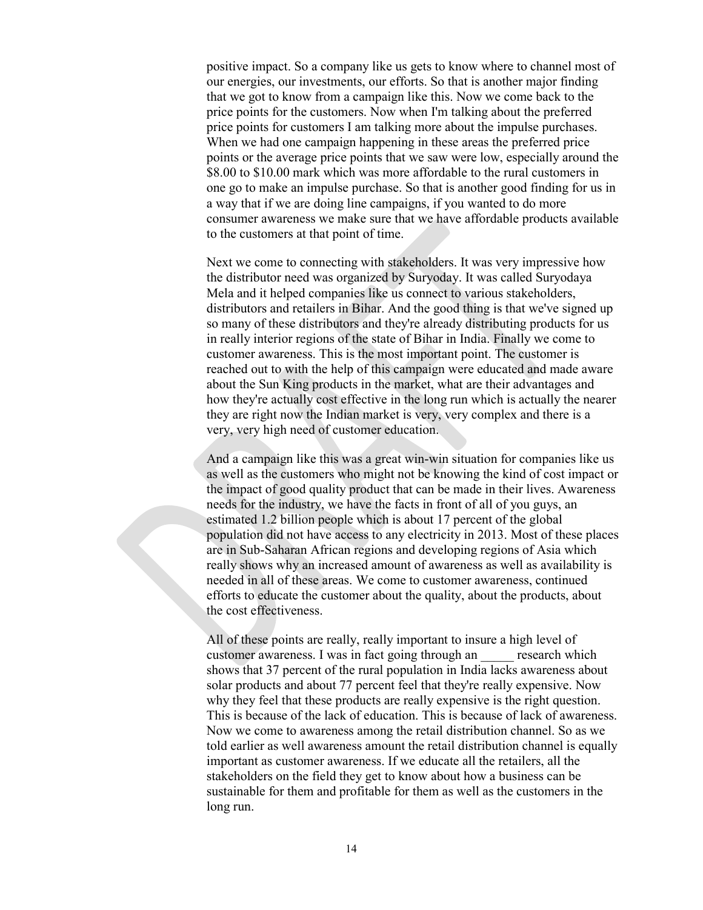positive impact. So a company like us gets to know where to channel most of our energies, our investments, our efforts. So that is another major finding that we got to know from a campaign like this. Now we come back to the price points for the customers. Now when I'm talking about the preferred price points for customers I am talking more about the impulse purchases. When we had one campaign happening in these areas the preferred price points or the average price points that we saw were low, especially around the $8.00 to $10.00 mark which was more affordable to the rural customers in one go to make an impulse purchase. So that is another good finding for us in a way that if we are doing line campaigns, if you wanted to do more consumer awareness we make sure that we have affordable products available to the customers at that point of time.

Next we come to connecting with stakeholders. It was very impressive how the distributor need was organized by Suryoday. It was called Suryodaya Mela and it helped companies like us connect to various stakeholders, distributors and retailers in Bihar. And the good thing is that we've signed up so many of these distributors and they're already distributing products for us in really interior regions of the state of Bihar in India. Finally we come to customer awareness. This is the most important point. The customer is reached out to with the help of this campaign were educated and made aware about the Sun King products in the market, what are their advantages and how they're actually cost effective in the long run which is actually the nearer they are right now the Indian market is very, very complex and there is a very, very high need of customer education.

And a campaign like this was a great win-win situation for companies like us as well as the customers who might not be knowing the kind of cost impact or the impact of good quality product that can be made in their lives. Awareness needs for the industry, we have the facts in front of all of you guys, an estimated 1.2 billion people which is about 17 percent of the global population did not have access to any electricity in 2013. Most of these places are in Sub-Saharan African regions and developing regions of Asia which really shows why an increased amount of awareness as well as availability is needed in all of these areas. We come to customer awareness, continued efforts to educate the customer about the quality, about the products, about the cost effectiveness.

All of these points are really, really important to insure a high level of customer awareness. I was in fact going through an _____ research which shows that 37 percent of the rural population in India lacks awareness about solar products and about 77 percent feel that they're really expensive. Now why they feel that these products are really expensive is the right question. This is because of the lack of education. This is because of lack of awareness. Now we come to awareness among the retail distribution channel. So as we told earlier as well awareness amount the retail distribution channel is equally important as customer awareness. If we educate all the retailers, all the stakeholders on the field they get to know about how a business can be sustainable for them and profitable for them as well as the customers in the long run.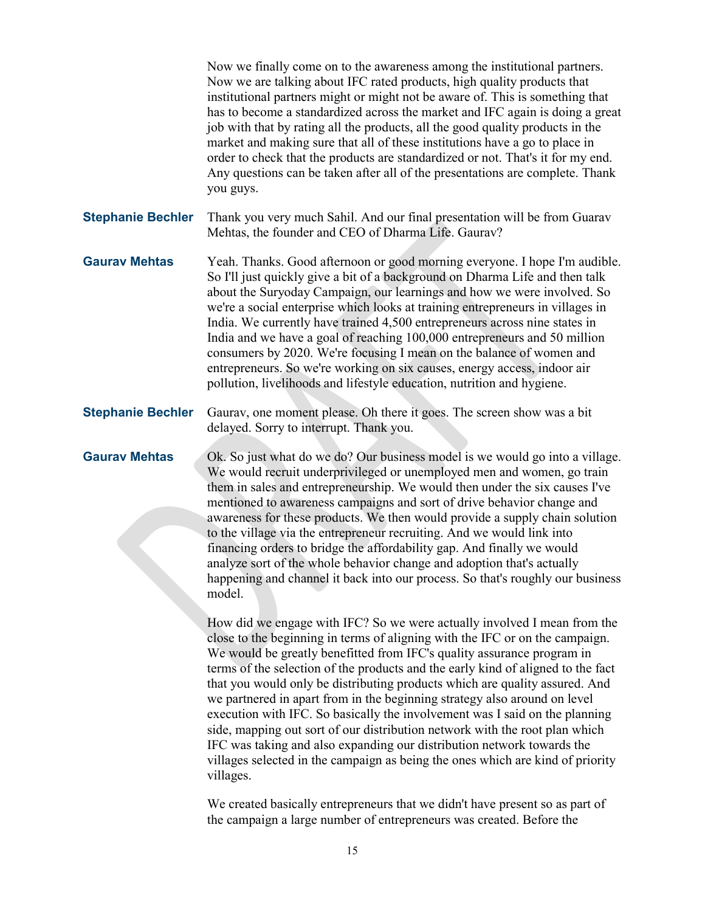Now we finally come on to the awareness among the institutional partners. Now we are talking about IFC rated products, high quality products that institutional partners might or might not be aware of. This is something that has to become a standardized across the market and IFC again is doing a great job with that by rating all the products, all the good quality products in the market and making sure that all of these institutions have a go to place in order to check that the products are standardized or not. That's it for my end. Any questions can be taken after all of the presentations are complete. Thank you guys.

**Stephanie Bechler** Thank you very much Sahil. And our final presentation will be from Guarav Mehtas, the founder and CEO of Dharma Life. Gaurav?

**Gaurav Mehtas** Yeah. Thanks. Good afternoon or good morning everyone. I hope I'm audible. So I'll just quickly give a bit of a background on Dharma Life and then talk about the Suryoday Campaign, our learnings and how we were involved. So we're a social enterprise which looks at training entrepreneurs in villages in India. We currently have trained 4,500 entrepreneurs across nine states in India and we have a goal of reaching 100,000 entrepreneurs and 50 million consumers by 2020. We're focusing I mean on the balance of women and entrepreneurs. So we're working on six causes, energy access, indoor air pollution, livelihoods and lifestyle education, nutrition and hygiene.

**Stephanie Bechler** Gaurav, one moment please. Oh there it goes. The screen show was a bit delayed. Sorry to interrupt. Thank you.

**Gaurav Mehtas** Ok. So just what do we do? Our business model is we would go into a village. We would recruit underprivileged or unemployed men and women, go train them in sales and entrepreneurship. We would then under the six causes I've mentioned to awareness campaigns and sort of drive behavior change and awareness for these products. We then would provide a supply chain solution to the village via the entrepreneur recruiting. And we would link into financing orders to bridge the affordability gap. And finally we would analyze sort of the whole behavior change and adoption that's actually happening and channel it back into our process. So that's roughly our business model.

How did we engage with IFC? So we were actually involved I mean from the close to the beginning in terms of aligning with the IFC or on the campaign. We would be greatly benefitted from IFC's quality assurance program in terms of the selection of the products and the early kind of aligned to the fact that you would only be distributing products which are quality assured. And we partnered in apart from in the beginning strategy also around on level execution with IFC. So basically the involvement was I said on the planning side, mapping out sort of our distribution network with the root plan which IFC was taking and also expanding our distribution network towards the villages selected in the campaign as being the ones which are kind of priority villages.

We created basically entrepreneurs that we didn't have present so as part of the campaign a large number of entrepreneurs was created. Before the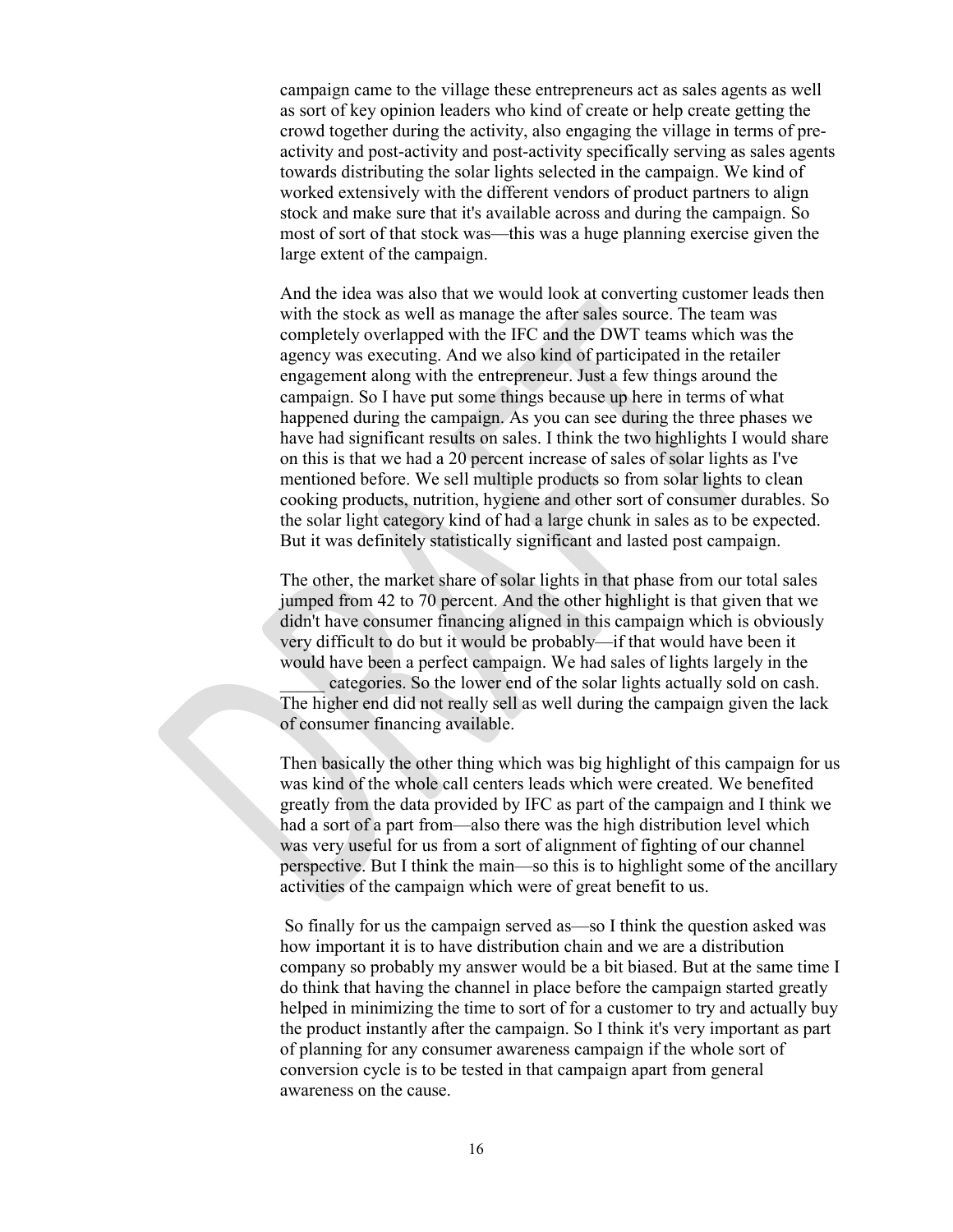campaign came to the village these entrepreneurs act as sales agents as well as sort of key opinion leaders who kind of create or help create getting the crowd together during the activity, also engaging the village in terms of pre-activity and post-activity and post-activity specifically serving as sales agents towards distributing the solar lights selected in the campaign. We kind of worked extensively with the different vendors of product partners to align stock and make sure that it's available across and during the campaign. So most of sort of that stock was—this was a huge planning exercise given the large extent of the campaign.

And the idea was also that we would look at converting customer leads then with the stock as well as manage the after sales source. The team was completely overlapped with the IFC and the DWT teams which was the agency was executing. And we also kind of participated in the retailer engagement along with the entrepreneur. Just a few things around the campaign. So I have put some things because up here in terms of what happened during the campaign. As you can see during the three phases we have had significant results on sales. I think the two highlights I would share on this is that we had a 20 percent increase of sales of solar lights as I've mentioned before. We sell multiple products so from solar lights to clean cooking products, nutrition, hygiene and other sort of consumer durables. So the solar light category kind of had a large chunk in sales as to be expected. But it was definitely statistically significant and lasted post campaign.

The other, the market share of solar lights in that phase from our total sales jumped from 42 to 70 percent. And the other highlight is that given that we didn't have consumer financing aligned in this campaign which is obviously very difficult to do but it would be probably—if that would have been it would have been a perfect campaign. We had sales of lights largely in the _____ categories. So the lower end of the solar lights actually sold on cash. The higher end did not really sell as well during the campaign given the lack of consumer financing available.

Then basically the other thing which was big highlight of this campaign for us was kind of the whole call centers leads which were created. We benefited greatly from the data provided by IFC as part of the campaign and I think we had a sort of a part from—also there was the high distribution level which was very useful for us from a sort of alignment of fighting of our channel perspective. But I think the main—so this is to highlight some of the ancillary activities of the campaign which were of great benefit to us.

So finally for us the campaign served as—so I think the question asked was how important it is to have distribution chain and we are a distribution company so probably my answer would be a bit biased. But at the same time I do think that having the channel in place before the campaign started greatly helped in minimizing the time to sort of for a customer to try and actually buy the product instantly after the campaign. So I think it's very important as part of planning for any consumer awareness campaign if the whole sort of conversion cycle is to be tested in that campaign apart from general awareness on the cause.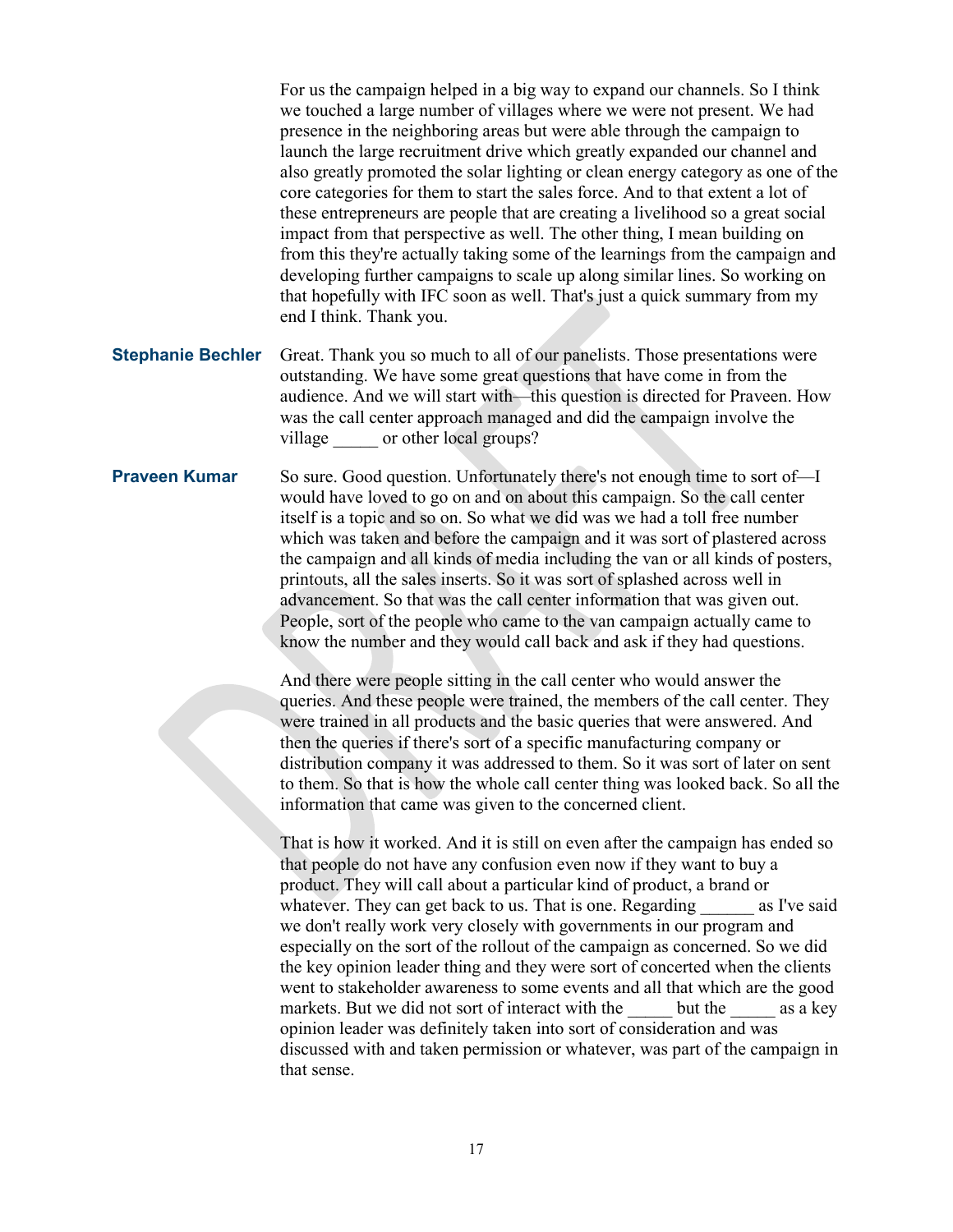For us the campaign helped in a big way to expand our channels. So I think we touched a large number of villages where we were not present. We had presence in the neighboring areas but were able through the campaign to launch the large recruitment drive which greatly expanded our channel and also greatly promoted the solar lighting or clean energy category as one of the core categories for them to start the sales force. And to that extent a lot of these entrepreneurs are people that are creating a livelihood so a great social impact from that perspective as well. The other thing, I mean building on from this they're actually taking some of the learnings from the campaign and developing further campaigns to scale up along similar lines. So working on that hopefully with IFC soon as well. That's just a quick summary from my end I think. Thank you.

**Stephanie Bechler** Great. Thank you so much to all of our panelists. Those presentations were outstanding. We have some great questions that have come in from the audience. And we will start with—this question is directed for Praveen. How was the call center approach managed and did the campaign involve the village _____ or other local groups?

**Praveen Kumar** So sure. Good question. Unfortunately there's not enough time to sort of—I would have loved to go on and on about this campaign. So the call center itself is a topic and so on. So what we did was we had a toll free number which was taken and before the campaign and it was sort of plastered across the campaign and all kinds of media including the van or all kinds of posters, printouts, all the sales inserts. So it was sort of splashed across well in advancement. So that was the call center information that was given out. People, sort of the people who came to the van campaign actually came to know the number and they would call back and ask if they had questions.

And there were people sitting in the call center who would answer the queries. And these people were trained, the members of the call center. They were trained in all products and the basic queries that were answered. And then the queries if there's sort of a specific manufacturing company or distribution company it was addressed to them. So it was sort of later on sent to them. So that is how the whole call center thing was looked back. So all the information that came was given to the concerned client.

That is how it worked. And it is still on even after the campaign has ended so that people do not have any confusion even now if they want to buy a product. They will call about a particular kind of product, a brand or whatever. They can get back to us. That is one. Regarding ______ as I've said we don't really work very closely with governments in our program and especially on the sort of the rollout of the campaign as concerned. So we did the key opinion leader thing and they were sort of concerted when the clients went to stakeholder awareness to some events and all that which are the good markets. But we did not sort of interact with the _____ but the _____ as a key opinion leader was definitely taken into sort of consideration and was discussed with and taken permission or whatever, was part of the campaign in that sense.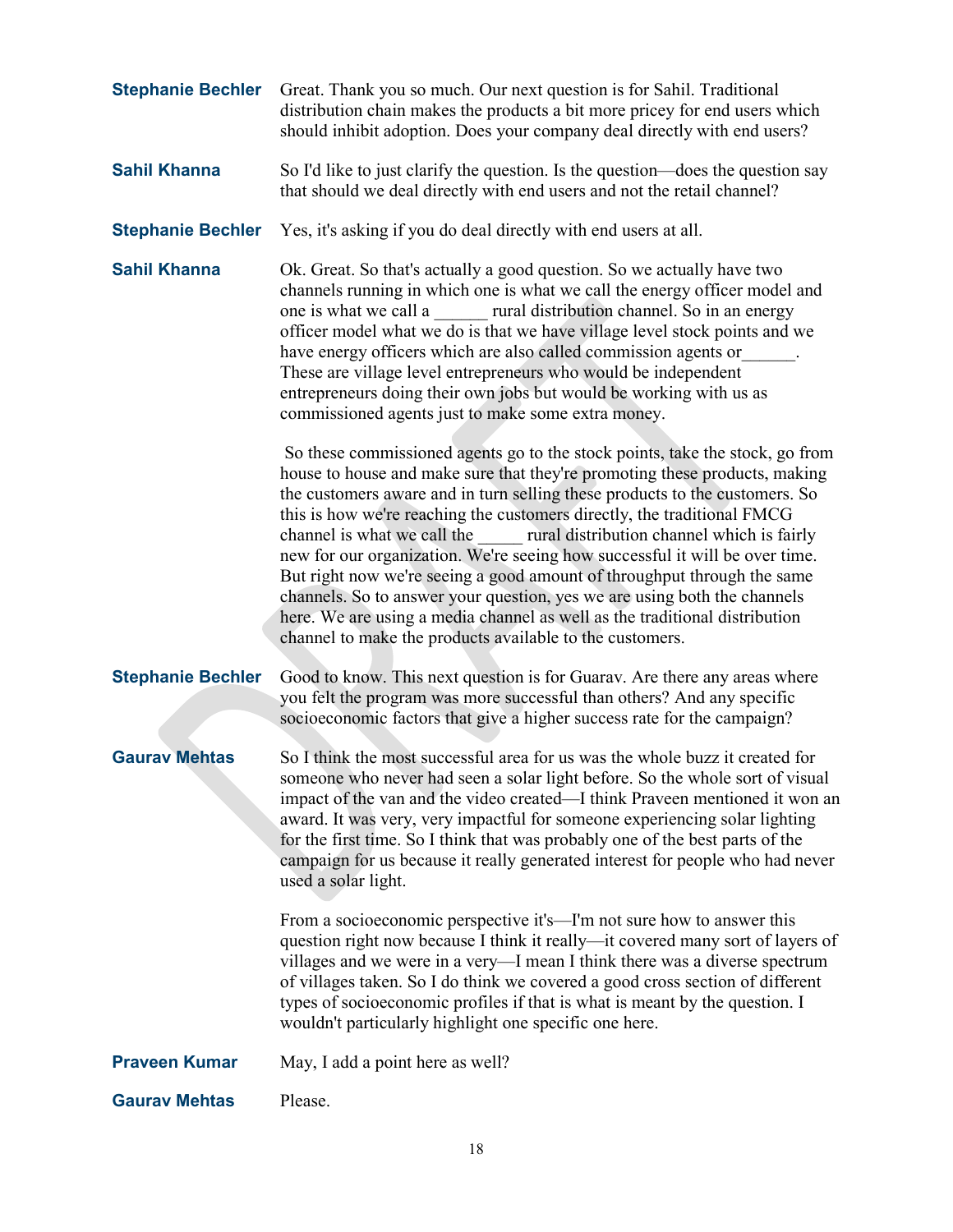**Stephanie Bechler** Great. Thank you so much. Our next question is for Sahil. Traditional distribution chain makes the products a bit more pricey for end users which should inhibit adoption. Does your company deal directly with end users?

**Sahil Khanna** So I'd like to just clarify the question. Is the question—does the question say that should we deal directly with end users and not the retail channel?

**Stephanie Bechler** Yes, it's asking if you do deal directly with end users at all.

**Sahil Khanna** Ok. Great. So that's actually a good question. So we actually have two channels running in which one is what we call the energy officer model and one is what we call a ______ rural distribution channel. So in an energy officer model what we do is that we have village level stock points and we have energy officers which are also called commission agents or______. These are village level entrepreneurs who would be independent entrepreneurs doing their own jobs but would be working with us as commissioned agents just to make some extra money.

So these commissioned agents go to the stock points, take the stock, go from house to house and make sure that they're promoting these products, making the customers aware and in turn selling these products to the customers. So this is how we're reaching the customers directly, the traditional FMCG channel is what we call the _____ rural distribution channel which is fairly new for our organization. We're seeing how successful it will be over time. But right now we're seeing a good amount of throughput through the same channels. So to answer your question, yes we are using both the channels here. We are using a media channel as well as the traditional distribution channel to make the products available to the customers.

**Stephanie Bechler** Good to know. This next question is for Guarav. Are there any areas where you felt the program was more successful than others? And any specific socioeconomic factors that give a higher success rate for the campaign?

**Gaurav Mehtas** So I think the most successful area for us was the whole buzz it created for someone who never had seen a solar light before. So the whole sort of visual impact of the van and the video created—I think Praveen mentioned it won an award. It was very, very impactful for someone experiencing solar lighting for the first time. So I think that was probably one of the best parts of the campaign for us because it really generated interest for people who had never used a solar light.

From a socioeconomic perspective it's—I'm not sure how to answer this question right now because I think it really—it covered many sort of layers of villages and we were in a very—I mean I think there was a diverse spectrum of villages taken. So I do think we covered a good cross section of different types of socioeconomic profiles if that is what is meant by the question. I wouldn't particularly highlight one specific one here.

**Praveen Kumar** May, I add a point here as well?

**Gaurav Mehtas** Please.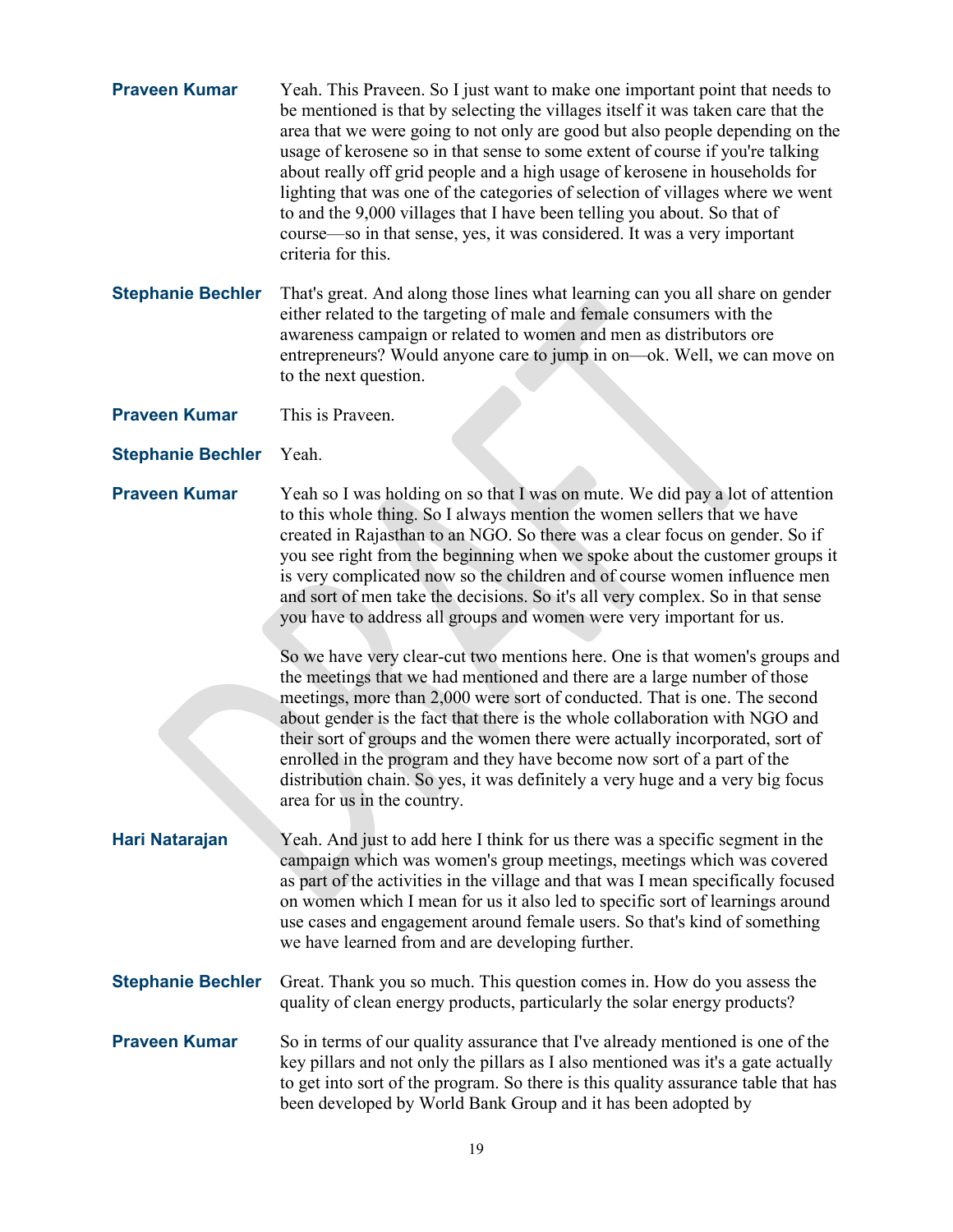**Praveen Kumar** Yeah. This Praveen. So I just want to make one important point that needs to be mentioned is that by selecting the villages itself it was taken care that the area that we were going to not only are good but also people depending on the usage of kerosene so in that sense to some extent of course if you're talking about really off grid people and a high usage of kerosene in households for lighting that was one of the categories of selection of villages where we went to and the 9,000 villages that I have been telling you about. So that of course—so in that sense, yes, it was considered. It was a very important criteria for this.

**Stephanie Bechler** That's great. And along those lines what learning can you all share on gender either related to the targeting of male and female consumers with the awareness campaign or related to women and men as distributors ore entrepreneurs? Would anyone care to jump in on—ok. Well, we can move on to the next question.

**Praveen Kumar** This is Praveen.

**Stephanie Bechler** Yeah.

**Praveen Kumar** Yeah so I was holding on so that I was on mute. We did pay a lot of attention to this whole thing. So I always mention the women sellers that we have created in Rajasthan to an NGO. So there was a clear focus on gender. So if you see right from the beginning when we spoke about the customer groups it is very complicated now so the children and of course women influence men and sort of men take the decisions. So it's all very complex. So in that sense you have to address all groups and women were very important for us.

So we have very clear-cut two mentions here. One is that women's groups and the meetings that we had mentioned and there are a large number of those meetings, more than 2,000 were sort of conducted. That is one. The second about gender is the fact that there is the whole collaboration with NGO and their sort of groups and the women there were actually incorporated, sort of enrolled in the program and they have become now sort of a part of the distribution chain. So yes, it was definitely a very huge and a very big focus area for us in the country.

**Hari Natarajan** Yeah. And just to add here I think for us there was a specific segment in the campaign which was women's group meetings, meetings which was covered as part of the activities in the village and that was I mean specifically focused on women which I mean for us it also led to specific sort of learnings around use cases and engagement around female users. So that's kind of something we have learned from and are developing further.

**Stephanie Bechler** Great. Thank you so much. This question comes in. How do you assess the quality of clean energy products, particularly the solar energy products?

**Praveen Kumar** So in terms of our quality assurance that I've already mentioned is one of the key pillars and not only the pillars as I also mentioned was it's a gate actually to get into sort of the program. So there is this quality assurance table that has been developed by World Bank Group and it has been adopted by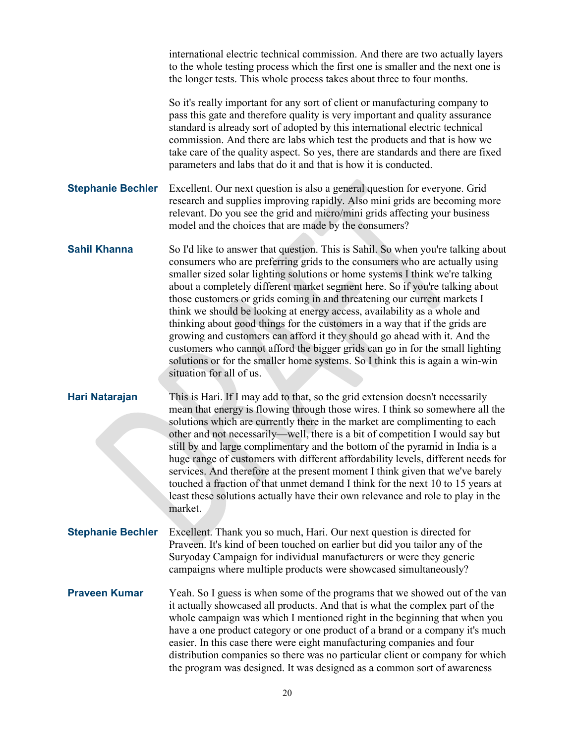international electric technical commission. And there are two actually layers to the whole testing process which the first one is smaller and the next one is the longer tests. This whole process takes about three to four months.

So it's really important for any sort of client or manufacturing company to pass this gate and therefore quality is very important and quality assurance standard is already sort of adopted by this international electric technical commission. And there are labs which test the products and that is how we take care of the quality aspect. So yes, there are standards and there are fixed parameters and labs that do it and that is how it is conducted.

**Stephanie Bechler** Excellent. Our next question is also a general question for everyone. Grid research and supplies improving rapidly. Also mini grids are becoming more relevant. Do you see the grid and micro/mini grids affecting your business model and the choices that are made by the consumers?

**Sahil Khanna** So I'd like to answer that question. This is Sahil. So when you're talking about consumers who are preferring grids to the consumers who are actually using smaller sized solar lighting solutions or home systems I think we're talking about a completely different market segment here. So if you're talking about those customers or grids coming in and threatening our current markets I think we should be looking at energy access, availability as a whole and thinking about good things for the customers in a way that if the grids are growing and customers can afford it they should go ahead with it. And the customers who cannot afford the bigger grids can go in for the small lighting solutions or for the smaller home systems. So I think this is again a win-win situation for all of us.

**Hari Natarajan** This is Hari. If I may add to that, so the grid extension doesn't necessarily mean that energy is flowing through those wires. I think so somewhere all the solutions which are currently there in the market are complimenting to each other and not necessarily—well, there is a bit of competition I would say but still by and large complimentary and the bottom of the pyramid in India is a huge range of customers with different affordability levels, different needs for services. And therefore at the present moment I think given that we've barely touched a fraction of that unmet demand I think for the next 10 to 15 years at least these solutions actually have their own relevance and role to play in the market.

**Stephanie Bechler** Excellent. Thank you so much, Hari. Our next question is directed for Praveen. It's kind of been touched on earlier but did you tailor any of the Suryoday Campaign for individual manufacturers or were they generic campaigns where multiple products were showcased simultaneously?

**Praveen Kumar** Yeah. So I guess is when some of the programs that we showed out of the van it actually showcased all products. And that is what the complex part of the whole campaign was which I mentioned right in the beginning that when you have a one product category or one product of a brand or a company it's much easier. In this case there were eight manufacturing companies and four distribution companies so there was no particular client or company for which the program was designed. It was designed as a common sort of awareness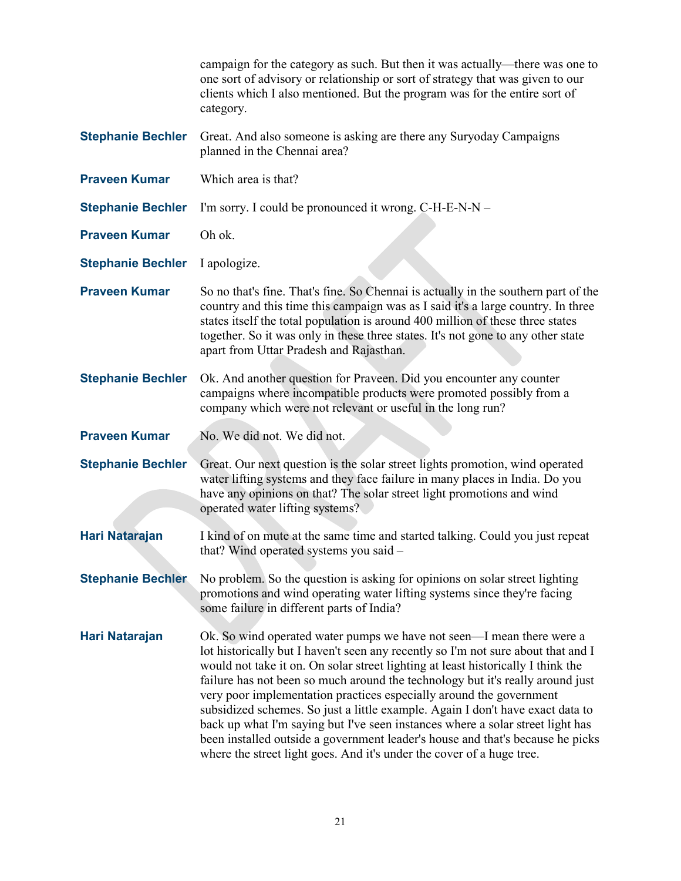campaign for the category as such. But then it was actually—there was one to one sort of advisory or relationship or sort of strategy that was given to our clients which I also mentioned. But the program was for the entire sort of category.

**Stephanie Bechler** Great. And also someone is asking are there any Suryoday Campaigns planned in the Chennai area?

**Praveen Kumar** Which area is that?

**Stephanie Bechler** I'm sorry. I could be pronounced it wrong. C-H-E-N-N –

**Praveen Kumar** Oh ok.

**Stephanie Bechler** I apologize.

**Praveen Kumar** So no that's fine. That's fine. So Chennai is actually in the southern part of the country and this time this campaign was as I said it's a large country. In three states itself the total population is around 400 million of these three states together. So it was only in these three states. It's not gone to any other state apart from Uttar Pradesh and Rajasthan.

**Stephanie Bechler** Ok. And another question for Praveen. Did you encounter any counter campaigns where incompatible products were promoted possibly from a company which were not relevant or useful in the long run?

**Praveen Kumar** No. We did not. We did not.

**Stephanie Bechler** Great. Our next question is the solar street lights promotion, wind operated water lifting systems and they face failure in many places in India. Do you have any opinions on that? The solar street light promotions and wind operated water lifting systems?

**Hari Natarajan** I kind of on mute at the same time and started talking. Could you just repeat that? Wind operated systems you said –

**Stephanie Bechler** No problem. So the question is asking for opinions on solar street lighting promotions and wind operating water lifting systems since they're facing some failure in different parts of India?

**Hari Natarajan** Ok. So wind operated water pumps we have not seen—I mean there were a lot historically but I haven't seen any recently so I'm not sure about that and I would not take it on. On solar street lighting at least historically I think the failure has not been so much around the technology but it's really around just very poor implementation practices especially around the government subsidized schemes. So just a little example. Again I don't have exact data to back up what I'm saying but I've seen instances where a solar street light has been installed outside a government leader's house and that's because he picks where the street light goes. And it's under the cover of a huge tree.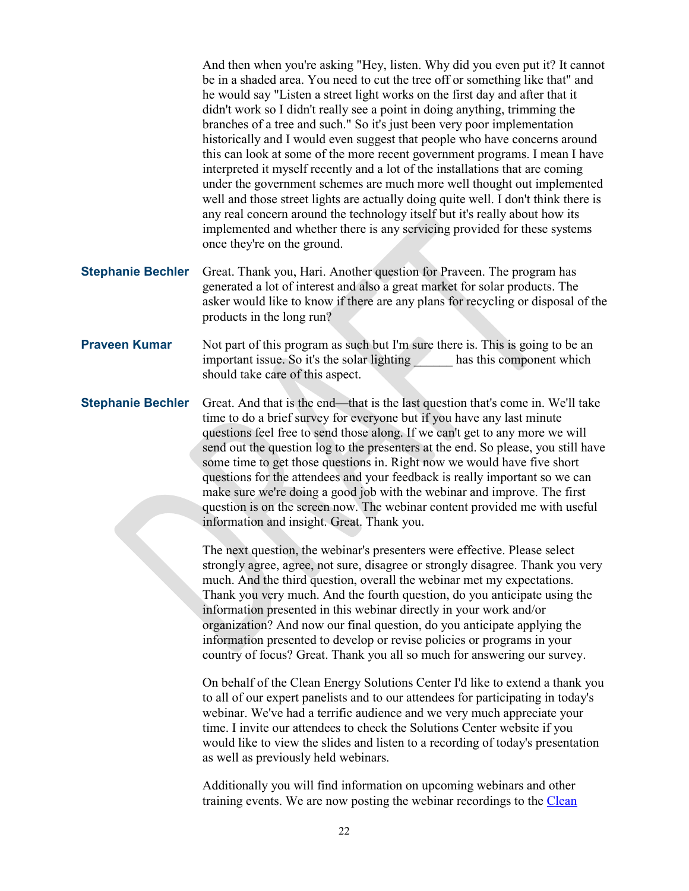And then when you're asking "Hey, listen. Why did you even put it? It cannot be in a shaded area. You need to cut the tree off or something like that" and he would say "Listen a street light works on the first day and after that it didn't work so I didn't really see a point in doing anything, trimming the branches of a tree and such." So it's just been very poor implementation historically and I would even suggest that people who have concerns around this can look at some of the more recent government programs. I mean I have interpreted it myself recently and a lot of the installations that are coming under the government schemes are much more well thought out implemented well and those street lights are actually doing quite well. I don't think there is any real concern around the technology itself but it's really about how its implemented and whether there is any servicing provided for these systems once they're on the ground.

**Stephanie Bechler** Great. Thank you, Hari. Another question for Praveen. The program has generated a lot of interest and also a great market for solar products. The asker would like to know if there are any plans for recycling or disposal of the products in the long run?

**Praveen Kumar** Not part of this program as such but I'm sure there is. This is going to be an important issue. So it's the solar lighting ______ has this component which should take care of this aspect.

**Stephanie Bechler** Great. And that is the end—that is the last question that's come in. We'll take time to do a brief survey for everyone but if you have any last minute questions feel free to send those along. If we can't get to any more we will send out the question log to the presenters at the end. So please, you still have some time to get those questions in. Right now we would have five short questions for the attendees and your feedback is really important so we can make sure we're doing a good job with the webinar and improve. The first question is on the screen now. The webinar content provided me with useful information and insight. Great. Thank you.

The next question, the webinar's presenters were effective. Please select strongly agree, agree, not sure, disagree or strongly disagree. Thank you very much. And the third question, overall the webinar met my expectations. Thank you very much. And the fourth question, do you anticipate using the information presented in this webinar directly in your work and/or organization? And now our final question, do you anticipate applying the information presented to develop or revise policies or programs in your country of focus? Great. Thank you all so much for answering our survey.

On behalf of the Clean Energy Solutions Center I'd like to extend a thank you to all of our expert panelists and to our attendees for participating in today's webinar. We've had a terrific audience and we very much appreciate your time. I invite our attendees to check the Solutions Center website if you would like to view the slides and listen to a recording of today's presentation as well as previously held webinars.

Additionally you will find information on upcoming webinars and other training events. We are now posting the webinar recordings to the Clean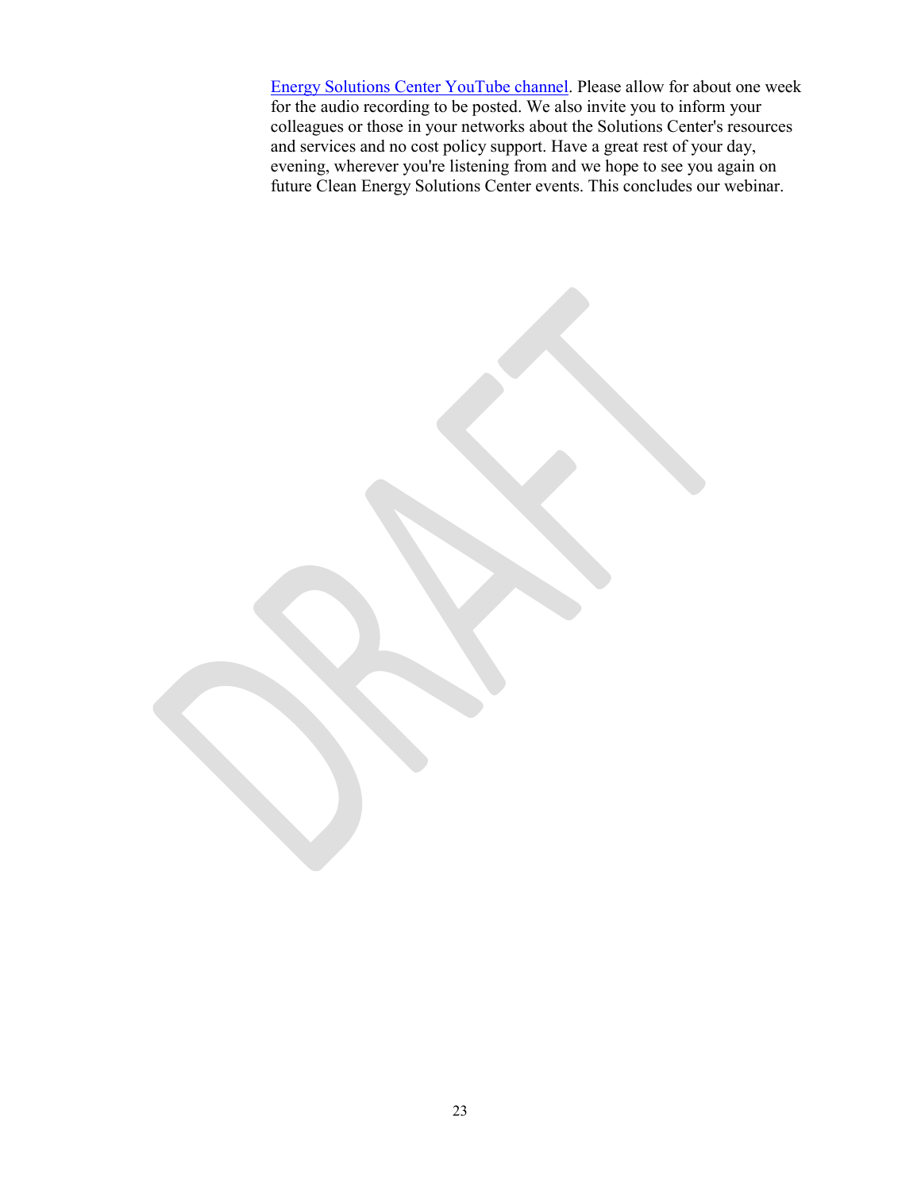Energy Solutions Center YouTube channel. Please allow for about one week for the audio recording to be posted. We also invite you to inform your colleagues or those in your networks about the Solutions Center's resources and services and no cost policy support. Have a great rest of your day, evening, wherever you're listening from and we hope to see you again on future Clean Energy Solutions Center events. This concludes our webinar.